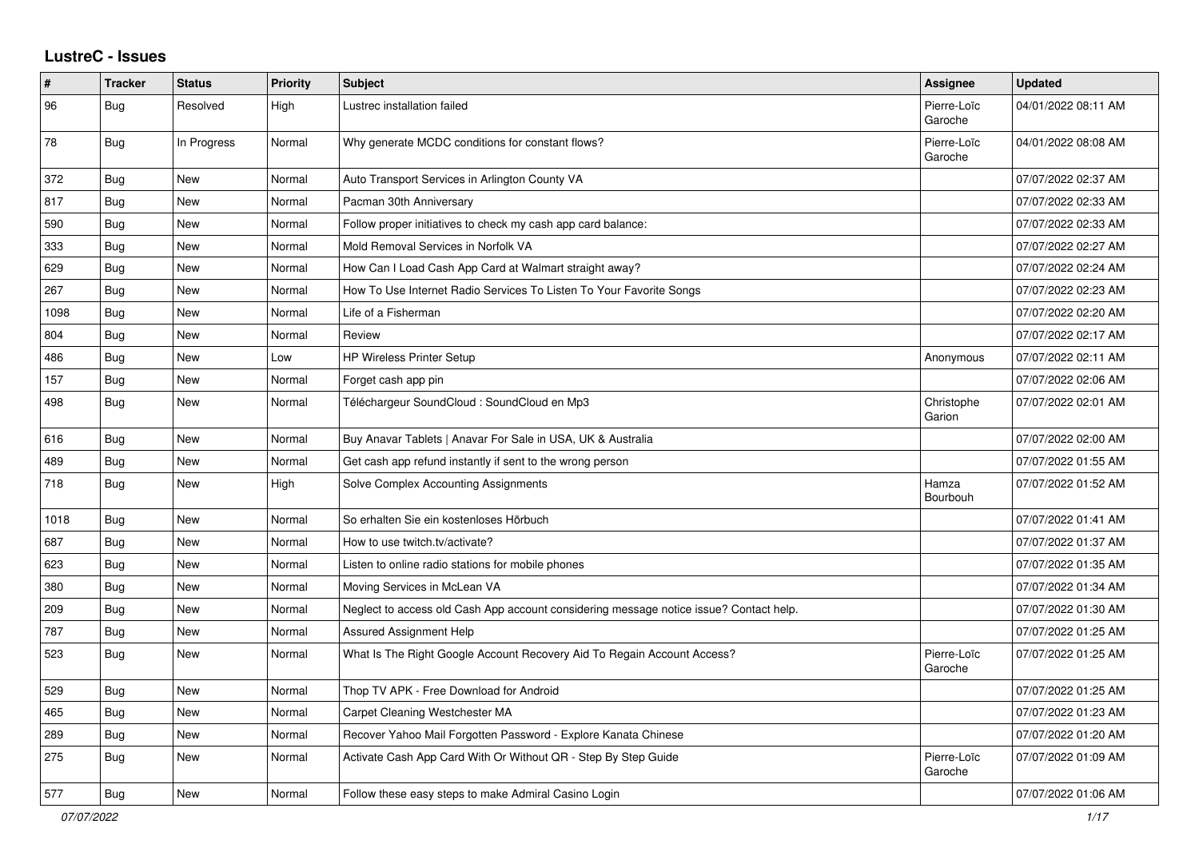# LustreC - Issues

| # | Tracker | Status | Priority | Subject | Assignee | Updated |
| --- | --- | --- | --- | --- | --- | --- |
| 96 | Bug | Resolved | High | Lustrec installation failed | Pierre-Loïc Garoche | 04/01/2022 08:11 AM |
| 78 | Bug | In Progress | Normal | Why generate MCDC conditions for constant flows? | Pierre-Loïc Garoche | 04/01/2022 08:08 AM |
| 372 | Bug | New | Normal | Auto Transport Services in Arlington County VA | | 07/07/2022 02:37 AM |
| 817 | Bug | New | Normal | Pacman 30th Anniversary | | 07/07/2022 02:33 AM |
| 590 | Bug | New | Normal | Follow proper initiatives to check my cash app card balance: | | 07/07/2022 02:33 AM |
| 333 | Bug | New | Normal | Mold Removal Services in Norfolk VA | | 07/07/2022 02:27 AM |
| 629 | Bug | New | Normal | How Can I Load Cash App Card at Walmart straight away? | | 07/07/2022 02:24 AM |
| 267 | Bug | New | Normal | How To Use Internet Radio Services To Listen To Your Favorite Songs | | 07/07/2022 02:23 AM |
| 1098 | Bug | New | Normal | Life of a Fisherman | | 07/07/2022 02:20 AM |
| 804 | Bug | New | Normal | Review | | 07/07/2022 02:17 AM |
| 486 | Bug | New | Low | HP Wireless Printer Setup | Anonymous | 07/07/2022 02:11 AM |
| 157 | Bug | New | Normal | Forget cash app pin | | 07/07/2022 02:06 AM |
| 498 | Bug | New | Normal | Téléchargeur SoundCloud : SoundCloud en Mp3 | Christophe Garion | 07/07/2022 02:01 AM |
| 616 | Bug | New | Normal | Buy Anavar Tablets \| Anavar For Sale in USA, UK & Australia | | 07/07/2022 02:00 AM |
| 489 | Bug | New | Normal | Get cash app refund instantly if sent to the wrong person | | 07/07/2022 01:55 AM |
| 718 | Bug | New | High | Solve Complex Accounting Assignments | Hamza Bourbouh | 07/07/2022 01:52 AM |
| 1018 | Bug | New | Normal | So erhalten Sie ein kostenloses Hörbuch | | 07/07/2022 01:41 AM |
| 687 | Bug | New | Normal | How to use twitch.tv/activate? | | 07/07/2022 01:37 AM |
| 623 | Bug | New | Normal | Listen to online radio stations for mobile phones | | 07/07/2022 01:35 AM |
| 380 | Bug | New | Normal | Moving Services in McLean VA | | 07/07/2022 01:34 AM |
| 209 | Bug | New | Normal | Neglect to access old Cash App account considering message notice issue? Contact help. | | 07/07/2022 01:30 AM |
| 787 | Bug | New | Normal | Assured Assignment Help | | 07/07/2022 01:25 AM |
| 523 | Bug | New | Normal | What Is The Right Google Account Recovery Aid To Regain Account Access? | Pierre-Loïc Garoche | 07/07/2022 01:25 AM |
| 529 | Bug | New | Normal | Thop TV APK - Free Download for Android | | 07/07/2022 01:25 AM |
| 465 | Bug | New | Normal | Carpet Cleaning Westchester MA | | 07/07/2022 01:23 AM |
| 289 | Bug | New | Normal | Recover Yahoo Mail Forgotten Password - Explore Kanata Chinese | | 07/07/2022 01:20 AM |
| 275 | Bug | New | Normal | Activate Cash App Card With Or Without QR - Step By Step Guide | Pierre-Loïc Garoche | 07/07/2022 01:09 AM |
| 577 | Bug | New | Normal | Follow these easy steps to make Admiral Casino Login | | 07/07/2022 01:06 AM |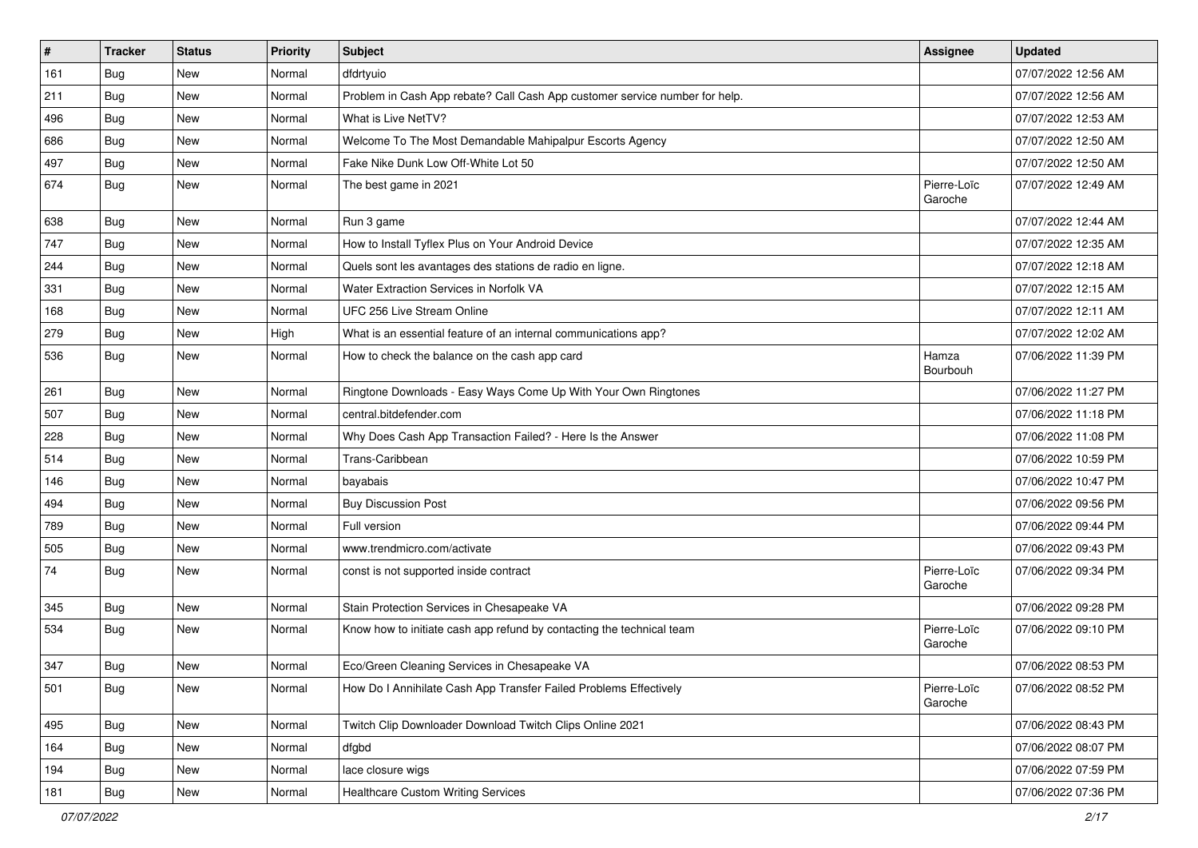| # | Tracker | Status | Priority | Subject | Assignee | Updated |
|---|---|---|---|---|---|---|
| 161 | Bug | New | Normal | dfdrtyuio | | 07/07/2022 12:56 AM |
| 211 | Bug | New | Normal | Problem in Cash App rebate? Call Cash App customer service number for help. | | 07/07/2022 12:56 AM |
| 496 | Bug | New | Normal | What is Live NetTV? | | 07/07/2022 12:53 AM |
| 686 | Bug | New | Normal | Welcome To The Most Demandable Mahipalpur Escorts Agency | | 07/07/2022 12:50 AM |
| 497 | Bug | New | Normal | Fake Nike Dunk Low Off-White Lot 50 | | 07/07/2022 12:50 AM |
| 674 | Bug | New | Normal | The best game in 2021 | Pierre-Loïc Garoche | 07/07/2022 12:49 AM |
| 638 | Bug | New | Normal | Run 3 game | | 07/07/2022 12:44 AM |
| 747 | Bug | New | Normal | How to Install Tyflex Plus on Your Android Device | | 07/07/2022 12:35 AM |
| 244 | Bug | New | Normal | Quels sont les avantages des stations de radio en ligne. | | 07/07/2022 12:18 AM |
| 331 | Bug | New | Normal | Water Extraction Services in Norfolk VA | | 07/07/2022 12:15 AM |
| 168 | Bug | New | Normal | UFC 256 Live Stream Online | | 07/07/2022 12:11 AM |
| 279 | Bug | New | High | What is an essential feature of an internal communications app? | | 07/07/2022 12:02 AM |
| 536 | Bug | New | Normal | How to check the balance on the cash app card | Hamza Bourbouh | 07/06/2022 11:39 PM |
| 261 | Bug | New | Normal | Ringtone Downloads - Easy Ways Come Up With Your Own Ringtones | | 07/06/2022 11:27 PM |
| 507 | Bug | New | Normal | central.bitdefender.com | | 07/06/2022 11:18 PM |
| 228 | Bug | New | Normal | Why Does Cash App Transaction Failed? - Here Is the Answer | | 07/06/2022 11:08 PM |
| 514 | Bug | New | Normal | Trans-Caribbean | | 07/06/2022 10:59 PM |
| 146 | Bug | New | Normal | bayabais | | 07/06/2022 10:47 PM |
| 494 | Bug | New | Normal | Buy Discussion Post | | 07/06/2022 09:56 PM |
| 789 | Bug | New | Normal | Full version | | 07/06/2022 09:44 PM |
| 505 | Bug | New | Normal | www.trendmicro.com/activate | | 07/06/2022 09:43 PM |
| 74 | Bug | New | Normal | const is not supported inside contract | Pierre-Loïc Garoche | 07/06/2022 09:34 PM |
| 345 | Bug | New | Normal | Stain Protection Services in Chesapeake VA | | 07/06/2022 09:28 PM |
| 534 | Bug | New | Normal | Know how to initiate cash app refund by contacting the technical team | Pierre-Loïc Garoche | 07/06/2022 09:10 PM |
| 347 | Bug | New | Normal | Eco/Green Cleaning Services in Chesapeake VA | | 07/06/2022 08:53 PM |
| 501 | Bug | New | Normal | How Do I Annihilate Cash App Transfer Failed Problems Effectively | Pierre-Loïc Garoche | 07/06/2022 08:52 PM |
| 495 | Bug | New | Normal | Twitch Clip Downloader Download Twitch Clips Online 2021 | | 07/06/2022 08:43 PM |
| 164 | Bug | New | Normal | dfgbd | | 07/06/2022 08:07 PM |
| 194 | Bug | New | Normal | lace closure wigs | | 07/06/2022 07:59 PM |
| 181 | Bug | New | Normal | Healthcare Custom Writing Services | | 07/06/2022 07:36 PM |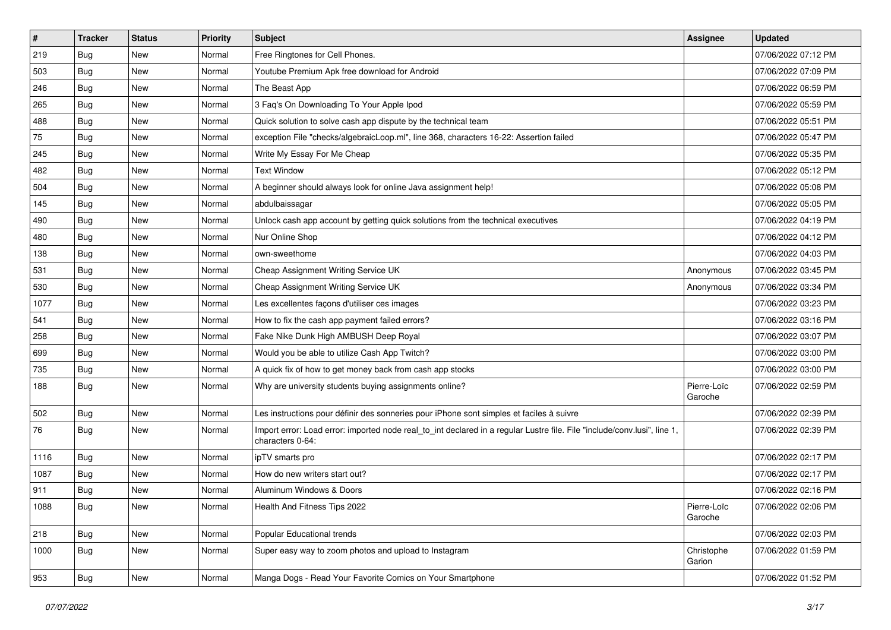| # | Tracker | Status | Priority | Subject | Assignee | Updated |
|---|---|---|---|---|---|---|
| 219 | Bug | New | Normal | Free Ringtones for Cell Phones. | | 07/06/2022 07:12 PM |
| 503 | Bug | New | Normal | Youtube Premium Apk free download for Android | | 07/06/2022 07:09 PM |
| 246 | Bug | New | Normal | The Beast App | | 07/06/2022 06:59 PM |
| 265 | Bug | New | Normal | 3 Faq's On Downloading To Your Apple Ipod | | 07/06/2022 05:59 PM |
| 488 | Bug | New | Normal | Quick solution to solve cash app dispute by the technical team | | 07/06/2022 05:51 PM |
| 75 | Bug | New | Normal | exception File "checks/algebraicLoop.ml", line 368, characters 16-22: Assertion failed | | 07/06/2022 05:47 PM |
| 245 | Bug | New | Normal | Write My Essay For Me Cheap | | 07/06/2022 05:35 PM |
| 482 | Bug | New | Normal | Text Window | | 07/06/2022 05:12 PM |
| 504 | Bug | New | Normal | A beginner should always look for online Java assignment help! | | 07/06/2022 05:08 PM |
| 145 | Bug | New | Normal | abdulbaissagar | | 07/06/2022 05:05 PM |
| 490 | Bug | New | Normal | Unlock cash app account by getting quick solutions from the technical executives | | 07/06/2022 04:19 PM |
| 480 | Bug | New | Normal | Nur Online Shop | | 07/06/2022 04:12 PM |
| 138 | Bug | New | Normal | own-sweethome | | 07/06/2022 04:03 PM |
| 531 | Bug | New | Normal | Cheap Assignment Writing Service UK | Anonymous | 07/06/2022 03:45 PM |
| 530 | Bug | New | Normal | Cheap Assignment Writing Service UK | Anonymous | 07/06/2022 03:34 PM |
| 1077 | Bug | New | Normal | Les excellentes façons d'utiliser ces images | | 07/06/2022 03:23 PM |
| 541 | Bug | New | Normal | How to fix the cash app payment failed errors? | | 07/06/2022 03:16 PM |
| 258 | Bug | New | Normal | Fake Nike Dunk High AMBUSH Deep Royal | | 07/06/2022 03:07 PM |
| 699 | Bug | New | Normal | Would you be able to utilize Cash App Twitch? | | 07/06/2022 03:00 PM |
| 735 | Bug | New | Normal | A quick fix of how to get money back from cash app stocks | | 07/06/2022 03:00 PM |
| 188 | Bug | New | Normal | Why are university students buying assignments online? | Pierre-Loïc Garoche | 07/06/2022 02:59 PM |
| 502 | Bug | New | Normal | Les instructions pour définir des sonneries pour iPhone sont simples et faciles à suivre | | 07/06/2022 02:39 PM |
| 76 | Bug | New | Normal | Import error: Load error: imported node real_to_int declared in a regular Lustre file. File "include/conv.lusi", line 1, characters 0-64: | | 07/06/2022 02:39 PM |
| 1116 | Bug | New | Normal | ipTV smarts pro | | 07/06/2022 02:17 PM |
| 1087 | Bug | New | Normal | How do new writers start out? | | 07/06/2022 02:17 PM |
| 911 | Bug | New | Normal | Aluminum Windows & Doors | | 07/06/2022 02:16 PM |
| 1088 | Bug | New | Normal | Health And Fitness Tips 2022 | Pierre-Loïc Garoche | 07/06/2022 02:06 PM |
| 218 | Bug | New | Normal | Popular Educational trends | | 07/06/2022 02:03 PM |
| 1000 | Bug | New | Normal | Super easy way to zoom photos and upload to Instagram | Christophe Garion | 07/06/2022 01:59 PM |
| 953 | Bug | New | Normal | Manga Dogs - Read Your Favorite Comics on Your Smartphone | | 07/06/2022 01:52 PM |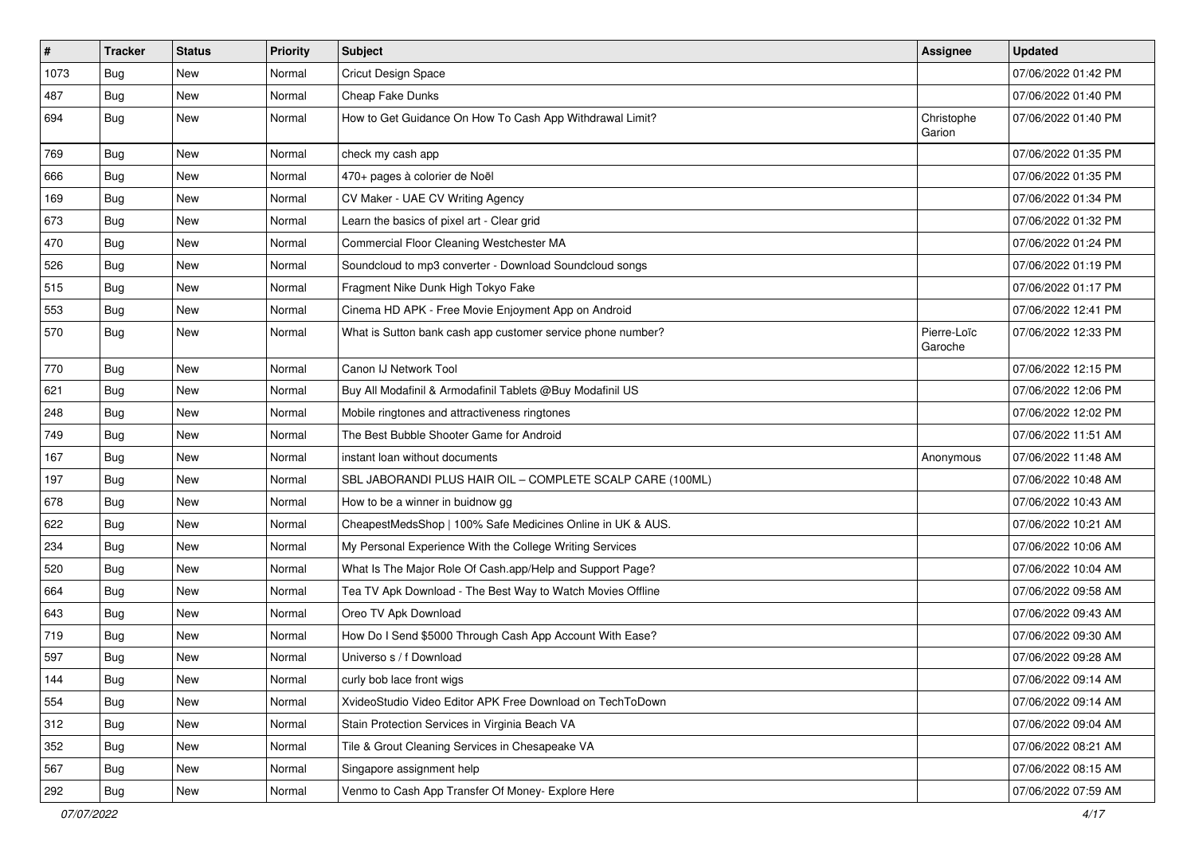| # | Tracker | Status | Priority | Subject | Assignee | Updated |
| --- | --- | --- | --- | --- | --- | --- |
| 1073 | Bug | New | Normal | Cricut Design Space | | 07/06/2022 01:42 PM |
| 487 | Bug | New | Normal | Cheap Fake Dunks | | 07/06/2022 01:40 PM |
| 694 | Bug | New | Normal | How to Get Guidance On How To Cash App Withdrawal Limit? | Christophe Garion | 07/06/2022 01:40 PM |
| 769 | Bug | New | Normal | check my cash app | | 07/06/2022 01:35 PM |
| 666 | Bug | New | Normal | 470+ pages à colorier de Noël | | 07/06/2022 01:35 PM |
| 169 | Bug | New | Normal | CV Maker - UAE CV Writing Agency | | 07/06/2022 01:34 PM |
| 673 | Bug | New | Normal | Learn the basics of pixel art - Clear grid | | 07/06/2022 01:32 PM |
| 470 | Bug | New | Normal | Commercial Floor Cleaning Westchester MA | | 07/06/2022 01:24 PM |
| 526 | Bug | New | Normal | Soundcloud to mp3 converter - Download Soundcloud songs | | 07/06/2022 01:19 PM |
| 515 | Bug | New | Normal | Fragment Nike Dunk High Tokyo Fake | | 07/06/2022 01:17 PM |
| 553 | Bug | New | Normal | Cinema HD APK - Free Movie Enjoyment App on Android | | 07/06/2022 12:41 PM |
| 570 | Bug | New | Normal | What is Sutton bank cash app customer service phone number? | Pierre-Loïc Garoche | 07/06/2022 12:33 PM |
| 770 | Bug | New | Normal | Canon IJ Network Tool | | 07/06/2022 12:15 PM |
| 621 | Bug | New | Normal | Buy All Modafinil & Armodafinil Tablets @Buy Modafinil US | | 07/06/2022 12:06 PM |
| 248 | Bug | New | Normal | Mobile ringtones and attractiveness ringtones | | 07/06/2022 12:02 PM |
| 749 | Bug | New | Normal | The Best Bubble Shooter Game for Android | | 07/06/2022 11:51 AM |
| 167 | Bug | New | Normal | instant loan without documents | Anonymous | 07/06/2022 11:48 AM |
| 197 | Bug | New | Normal | SBL JABORANDI PLUS HAIR OIL – COMPLETE SCALP CARE (100ML) | | 07/06/2022 10:48 AM |
| 678 | Bug | New | Normal | How to be a winner in buidnow gg | | 07/06/2022 10:43 AM |
| 622 | Bug | New | Normal | CheapestMedsShop \| 100% Safe Medicines Online in UK & AUS. | | 07/06/2022 10:21 AM |
| 234 | Bug | New | Normal | My Personal Experience With the College Writing Services | | 07/06/2022 10:06 AM |
| 520 | Bug | New | Normal | What Is The Major Role Of Cash.app/Help and Support Page? | | 07/06/2022 10:04 AM |
| 664 | Bug | New | Normal | Tea TV Apk Download - The Best Way to Watch Movies Offline | | 07/06/2022 09:58 AM |
| 643 | Bug | New | Normal | Oreo TV Apk Download | | 07/06/2022 09:43 AM |
| 719 | Bug | New | Normal | How Do I Send $5000 Through Cash App Account With Ease? | | 07/06/2022 09:30 AM |
| 597 | Bug | New | Normal | Universo s / f Download | | 07/06/2022 09:28 AM |
| 144 | Bug | New | Normal | curly bob lace front wigs | | 07/06/2022 09:14 AM |
| 554 | Bug | New | Normal | XvideoStudio Video Editor APK Free Download on TechToDown | | 07/06/2022 09:14 AM |
| 312 | Bug | New | Normal | Stain Protection Services in Virginia Beach VA | | 07/06/2022 09:04 AM |
| 352 | Bug | New | Normal | Tile & Grout Cleaning Services in Chesapeake VA | | 07/06/2022 08:21 AM |
| 567 | Bug | New | Normal | Singapore assignment help | | 07/06/2022 08:15 AM |
| 292 | Bug | New | Normal | Venmo to Cash App Transfer Of Money- Explore Here | | 07/06/2022 07:59 AM |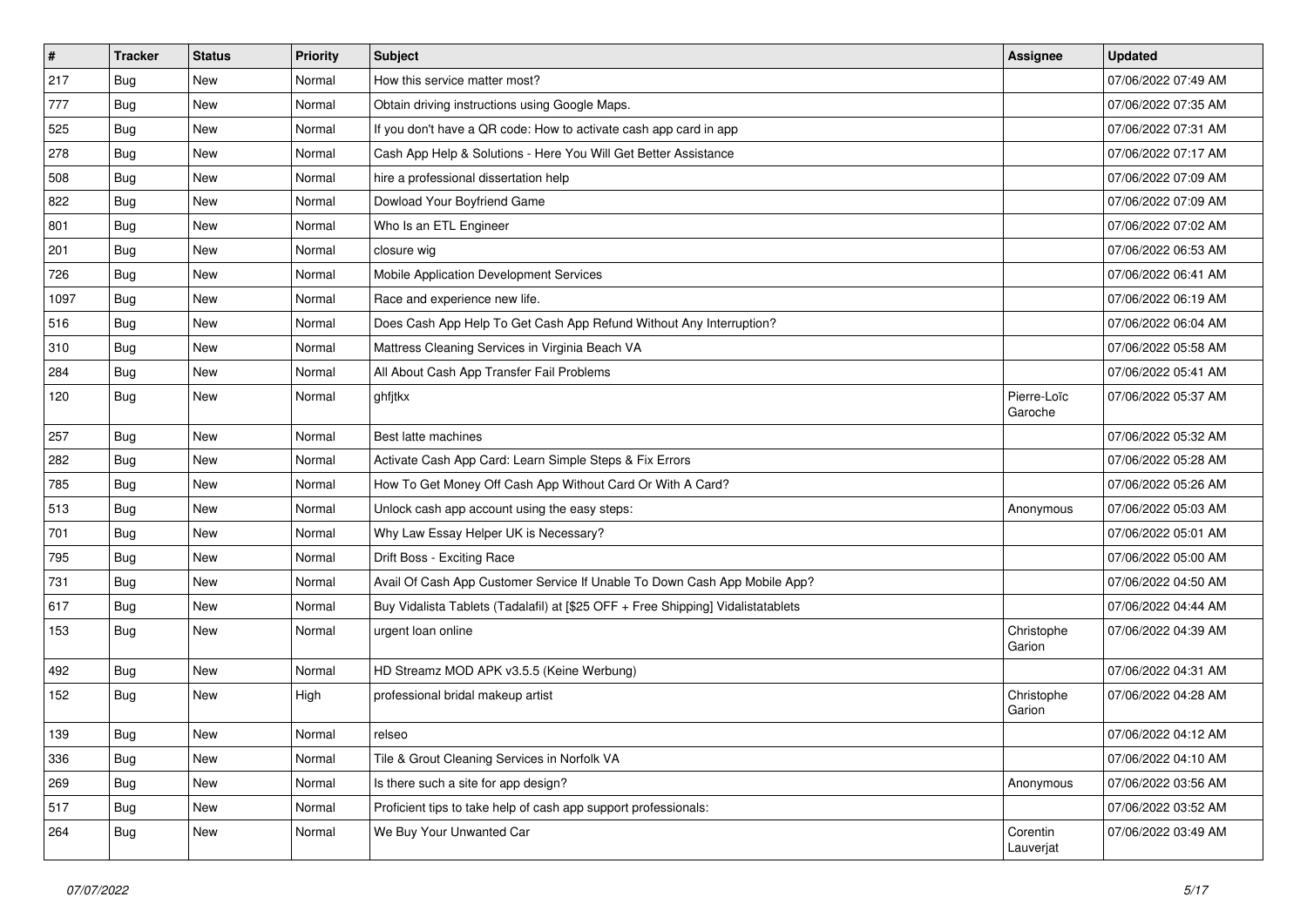| # | Tracker | Status | Priority | Subject | Assignee | Updated |
|---|---|---|---|---|---|---|
| 217 | Bug | New | Normal | How this service matter most? | | 07/06/2022 07:49 AM |
| 777 | Bug | New | Normal | Obtain driving instructions using Google Maps. | | 07/06/2022 07:35 AM |
| 525 | Bug | New | Normal | If you don't have a QR code: How to activate cash app card in app | | 07/06/2022 07:31 AM |
| 278 | Bug | New | Normal | Cash App Help & Solutions - Here You Will Get Better Assistance | | 07/06/2022 07:17 AM |
| 508 | Bug | New | Normal | hire a professional dissertation help | | 07/06/2022 07:09 AM |
| 822 | Bug | New | Normal | Dowload Your Boyfriend Game | | 07/06/2022 07:09 AM |
| 801 | Bug | New | Normal | Who Is an ETL Engineer | | 07/06/2022 07:02 AM |
| 201 | Bug | New | Normal | closure wig | | 07/06/2022 06:53 AM |
| 726 | Bug | New | Normal | Mobile Application Development Services | | 07/06/2022 06:41 AM |
| 1097 | Bug | New | Normal | Race and experience new life. | | 07/06/2022 06:19 AM |
| 516 | Bug | New | Normal | Does Cash App Help To Get Cash App Refund Without Any Interruption? | | 07/06/2022 06:04 AM |
| 310 | Bug | New | Normal | Mattress Cleaning Services in Virginia Beach VA | | 07/06/2022 05:58 AM |
| 284 | Bug | New | Normal | All About Cash App Transfer Fail Problems | | 07/06/2022 05:41 AM |
| 120 | Bug | New | Normal | ghfjtkx | Pierre-Loïc Garoche | 07/06/2022 05:37 AM |
| 257 | Bug | New | Normal | Best latte machines | | 07/06/2022 05:32 AM |
| 282 | Bug | New | Normal | Activate Cash App Card: Learn Simple Steps & Fix Errors | | 07/06/2022 05:28 AM |
| 785 | Bug | New | Normal | How To Get Money Off Cash App Without Card Or With A Card? | | 07/06/2022 05:26 AM |
| 513 | Bug | New | Normal | Unlock cash app account using the easy steps: | Anonymous | 07/06/2022 05:03 AM |
| 701 | Bug | New | Normal | Why Law Essay Helper UK is Necessary? | | 07/06/2022 05:01 AM |
| 795 | Bug | New | Normal | Drift Boss - Exciting Race | | 07/06/2022 05:00 AM |
| 731 | Bug | New | Normal | Avail Of Cash App Customer Service If Unable To Down Cash App Mobile App? | | 07/06/2022 04:50 AM |
| 617 | Bug | New | Normal | Buy Vidalista Tablets (Tadalafil) at [$25 OFF + Free Shipping] Vidalistatablets | | 07/06/2022 04:44 AM |
| 153 | Bug | New | Normal | urgent loan online | Christophe Garion | 07/06/2022 04:39 AM |
| 492 | Bug | New | Normal | HD Streamz MOD APK v3.5.5 (Keine Werbung) | | 07/06/2022 04:31 AM |
| 152 | Bug | New | High | professional bridal makeup artist | Christophe Garion | 07/06/2022 04:28 AM |
| 139 | Bug | New | Normal | relseo | | 07/06/2022 04:12 AM |
| 336 | Bug | New | Normal | Tile & Grout Cleaning Services in Norfolk VA | | 07/06/2022 04:10 AM |
| 269 | Bug | New | Normal | Is there such a site for app design? | Anonymous | 07/06/2022 03:56 AM |
| 517 | Bug | New | Normal | Proficient tips to take help of cash app support professionals: | | 07/06/2022 03:52 AM |
| 264 | Bug | New | Normal | We Buy Your Unwanted Car | Corentin Lauverjat | 07/06/2022 03:49 AM |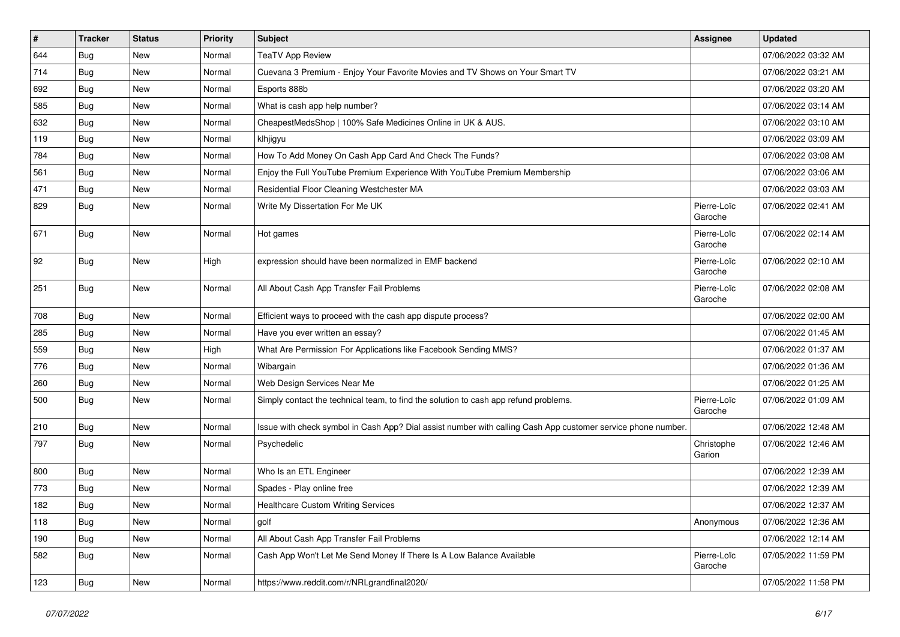| # | Tracker | Status | Priority | Subject | Assignee | Updated |
|---|---|---|---|---|---|---|
| 644 | Bug | New | Normal | TeaTV App Review | | 07/06/2022 03:32 AM |
| 714 | Bug | New | Normal | Cuevana 3 Premium - Enjoy Your Favorite Movies and TV Shows on Your Smart TV | | 07/06/2022 03:21 AM |
| 692 | Bug | New | Normal | Esports 888b | | 07/06/2022 03:20 AM |
| 585 | Bug | New | Normal | What is cash app help number? | | 07/06/2022 03:14 AM |
| 632 | Bug | New | Normal | CheapestMedsShop \| 100% Safe Medicines Online in UK & AUS. | | 07/06/2022 03:10 AM |
| 119 | Bug | New | Normal | klhjigyu | | 07/06/2022 03:09 AM |
| 784 | Bug | New | Normal | How To Add Money On Cash App Card And Check The Funds? | | 07/06/2022 03:08 AM |
| 561 | Bug | New | Normal | Enjoy the Full YouTube Premium Experience With YouTube Premium Membership | | 07/06/2022 03:06 AM |
| 471 | Bug | New | Normal | Residential Floor Cleaning Westchester MA | | 07/06/2022 03:03 AM |
| 829 | Bug | New | Normal | Write My Dissertation For Me UK | Pierre-Loïc Garoche | 07/06/2022 02:41 AM |
| 671 | Bug | New | Normal | Hot games | Pierre-Loïc Garoche | 07/06/2022 02:14 AM |
| 92 | Bug | New | High | expression should have been normalized in EMF backend | Pierre-Loïc Garoche | 07/06/2022 02:10 AM |
| 251 | Bug | New | Normal | All About Cash App Transfer Fail Problems | Pierre-Loïc Garoche | 07/06/2022 02:08 AM |
| 708 | Bug | New | Normal | Efficient ways to proceed with the cash app dispute process? | | 07/06/2022 02:00 AM |
| 285 | Bug | New | Normal | Have you ever written an essay? | | 07/06/2022 01:45 AM |
| 559 | Bug | New | High | What Are Permission For Applications like Facebook Sending MMS? | | 07/06/2022 01:37 AM |
| 776 | Bug | New | Normal | Wibargain | | 07/06/2022 01:36 AM |
| 260 | Bug | New | Normal | Web Design Services Near Me | | 07/06/2022 01:25 AM |
| 500 | Bug | New | Normal | Simply contact the technical team, to find the solution to cash app refund problems. | Pierre-Loïc Garoche | 07/06/2022 01:09 AM |
| 210 | Bug | New | Normal | Issue with check symbol in Cash App? Dial assist number with calling Cash App customer service phone number. | | 07/06/2022 12:48 AM |
| 797 | Bug | New | Normal | Psychedelic | Christophe Garion | 07/06/2022 12:46 AM |
| 800 | Bug | New | Normal | Who Is an ETL Engineer | | 07/06/2022 12:39 AM |
| 773 | Bug | New | Normal | Spades - Play online free | | 07/06/2022 12:39 AM |
| 182 | Bug | New | Normal | Healthcare Custom Writing Services | | 07/06/2022 12:37 AM |
| 118 | Bug | New | Normal | golf | Anonymous | 07/06/2022 12:36 AM |
| 190 | Bug | New | Normal | All About Cash App Transfer Fail Problems | | 07/06/2022 12:14 AM |
| 582 | Bug | New | Normal | Cash App Won't Let Me Send Money If There Is A Low Balance Available | Pierre-Loïc Garoche | 07/05/2022 11:59 PM |
| 123 | Bug | New | Normal | https://www.reddit.com/r/NRLgrandfinal2020/ | | 07/05/2022 11:58 PM |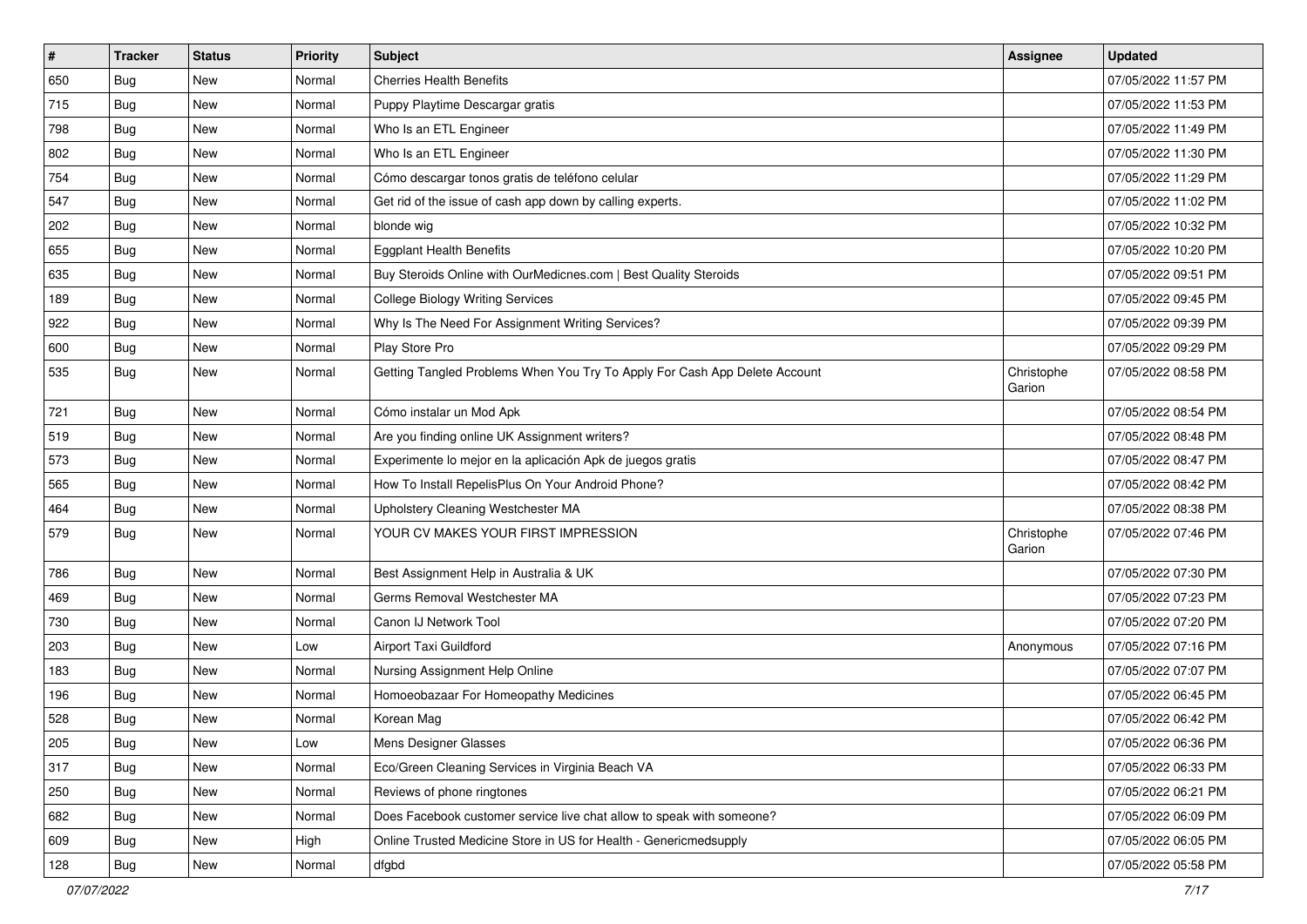| # | Tracker | Status | Priority | Subject | Assignee | Updated |
|---|---|---|---|---|---|---|
| 650 | Bug | New | Normal | Cherries Health Benefits | | 07/05/2022 11:57 PM |
| 715 | Bug | New | Normal | Puppy Playtime Descargar gratis | | 07/05/2022 11:53 PM |
| 798 | Bug | New | Normal | Who Is an ETL Engineer | | 07/05/2022 11:49 PM |
| 802 | Bug | New | Normal | Who Is an ETL Engineer | | 07/05/2022 11:30 PM |
| 754 | Bug | New | Normal | Cómo descargar tonos gratis de teléfono celular | | 07/05/2022 11:29 PM |
| 547 | Bug | New | Normal | Get rid of the issue of cash app down by calling experts. | | 07/05/2022 11:02 PM |
| 202 | Bug | New | Normal | blonde wig | | 07/05/2022 10:32 PM |
| 655 | Bug | New | Normal | Eggplant Health Benefits | | 07/05/2022 10:20 PM |
| 635 | Bug | New | Normal | Buy Steroids Online with OurMedicnes.com \| Best Quality Steroids | | 07/05/2022 09:51 PM |
| 189 | Bug | New | Normal | College Biology Writing Services | | 07/05/2022 09:45 PM |
| 922 | Bug | New | Normal | Why Is The Need For Assignment Writing Services? | | 07/05/2022 09:39 PM |
| 600 | Bug | New | Normal | Play Store Pro | | 07/05/2022 09:29 PM |
| 535 | Bug | New | Normal | Getting Tangled Problems When You Try To Apply For Cash App Delete Account | Christophe Garion | 07/05/2022 08:58 PM |
| 721 | Bug | New | Normal | Cómo instalar un Mod Apk | | 07/05/2022 08:54 PM |
| 519 | Bug | New | Normal | Are you finding online UK Assignment writers? | | 07/05/2022 08:48 PM |
| 573 | Bug | New | Normal | Experimente lo mejor en la aplicación Apk de juegos gratis | | 07/05/2022 08:47 PM |
| 565 | Bug | New | Normal | How To Install RepelisPlus On Your Android Phone? | | 07/05/2022 08:42 PM |
| 464 | Bug | New | Normal | Upholstery Cleaning Westchester MA | | 07/05/2022 08:38 PM |
| 579 | Bug | New | Normal | YOUR CV MAKES YOUR FIRST IMPRESSION | Christophe Garion | 07/05/2022 07:46 PM |
| 786 | Bug | New | Normal | Best Assignment Help in Australia & UK | | 07/05/2022 07:30 PM |
| 469 | Bug | New | Normal | Germs Removal Westchester MA | | 07/05/2022 07:23 PM |
| 730 | Bug | New | Normal | Canon IJ Network Tool | | 07/05/2022 07:20 PM |
| 203 | Bug | New | Low | Airport Taxi Guildford | Anonymous | 07/05/2022 07:16 PM |
| 183 | Bug | New | Normal | Nursing Assignment Help Online | | 07/05/2022 07:07 PM |
| 196 | Bug | New | Normal | Homoeobazaar For Homeopathy Medicines | | 07/05/2022 06:45 PM |
| 528 | Bug | New | Normal | Korean Mag | | 07/05/2022 06:42 PM |
| 205 | Bug | New | Low | Mens Designer Glasses | | 07/05/2022 06:36 PM |
| 317 | Bug | New | Normal | Eco/Green Cleaning Services in Virginia Beach VA | | 07/05/2022 06:33 PM |
| 250 | Bug | New | Normal | Reviews of phone ringtones | | 07/05/2022 06:21 PM |
| 682 | Bug | New | Normal | Does Facebook customer service live chat allow to speak with someone? | | 07/05/2022 06:09 PM |
| 609 | Bug | New | High | Online Trusted Medicine Store in US for Health - Genericmedsupply | | 07/05/2022 06:05 PM |
| 128 | Bug | New | Normal | dfgbd | | 07/05/2022 05:58 PM |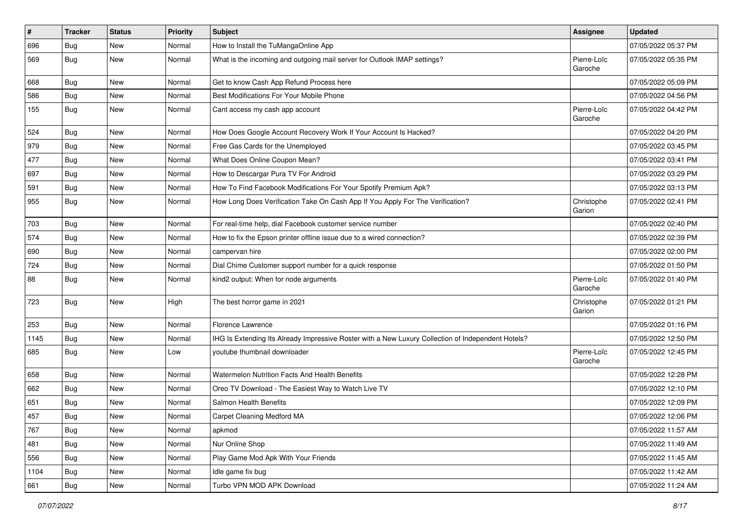| # | Tracker | Status | Priority | Subject | Assignee | Updated |
|---|---|---|---|---|---|---|
| 696 | Bug | New | Normal | How to Install the TuMangaOnline App | | 07/05/2022 05:37 PM |
| 569 | Bug | New | Normal | What is the incoming and outgoing mail server for Outlook IMAP settings? | Pierre-Loïc Garoche | 07/05/2022 05:35 PM |
| 668 | Bug | New | Normal | Get to know Cash App Refund Process here | | 07/05/2022 05:09 PM |
| 586 | Bug | New | Normal | Best Modifications For Your Mobile Phone | | 07/05/2022 04:56 PM |
| 155 | Bug | New | Normal | Cant access my cash app account | Pierre-Loïc Garoche | 07/05/2022 04:42 PM |
| 524 | Bug | New | Normal | How Does Google Account Recovery Work If Your Account Is Hacked? | | 07/05/2022 04:20 PM |
| 979 | Bug | New | Normal | Free Gas Cards for the Unemployed | | 07/05/2022 03:45 PM |
| 477 | Bug | New | Normal | What Does Online Coupon Mean? | | 07/05/2022 03:41 PM |
| 697 | Bug | New | Normal | How to Descargar Pura TV For Android | | 07/05/2022 03:29 PM |
| 591 | Bug | New | Normal | How To Find Facebook Modifications For Your Spotify Premium Apk? | | 07/05/2022 03:13 PM |
| 955 | Bug | New | Normal | How Long Does Verification Take On Cash App If You Apply For The Verification? | Christophe Garion | 07/05/2022 02:41 PM |
| 703 | Bug | New | Normal | For real-time help, dial Facebook customer service number | | 07/05/2022 02:40 PM |
| 574 | Bug | New | Normal | How to fix the Epson printer offline issue due to a wired connection? | | 07/05/2022 02:39 PM |
| 690 | Bug | New | Normal | campervan hire | | 07/05/2022 02:00 PM |
| 724 | Bug | New | Normal | Dial Chime Customer support number for a quick response | | 07/05/2022 01:50 PM |
| 88 | Bug | New | Normal | kind2 output: When for node arguments | Pierre-Loïc Garoche | 07/05/2022 01:40 PM |
| 723 | Bug | New | High | The best horror game in 2021 | Christophe Garion | 07/05/2022 01:21 PM |
| 253 | Bug | New | Normal | Florence Lawrence | | 07/05/2022 01:16 PM |
| 1145 | Bug | New | Normal | IHG Is Extending Its Already Impressive Roster with a New Luxury Collection of Independent Hotels? | | 07/05/2022 12:50 PM |
| 685 | Bug | New | Low | youtube thumbnail downloader | Pierre-Loïc Garoche | 07/05/2022 12:45 PM |
| 658 | Bug | New | Normal | Watermelon Nutrition Facts And Health Benefits | | 07/05/2022 12:28 PM |
| 662 | Bug | New | Normal | Oreo TV Download - The Easiest Way to Watch Live TV | | 07/05/2022 12:10 PM |
| 651 | Bug | New | Normal | Salmon Health Benefits | | 07/05/2022 12:09 PM |
| 457 | Bug | New | Normal | Carpet Cleaning Medford MA | | 07/05/2022 12:06 PM |
| 767 | Bug | New | Normal | apkmod | | 07/05/2022 11:57 AM |
| 481 | Bug | New | Normal | Nur Online Shop | | 07/05/2022 11:49 AM |
| 556 | Bug | New | Normal | Play Game Mod Apk With Your Friends | | 07/05/2022 11:45 AM |
| 1104 | Bug | New | Normal | Idle game fix bug | | 07/05/2022 11:42 AM |
| 661 | Bug | New | Normal | Turbo VPN MOD APK Download | | 07/05/2022 11:24 AM |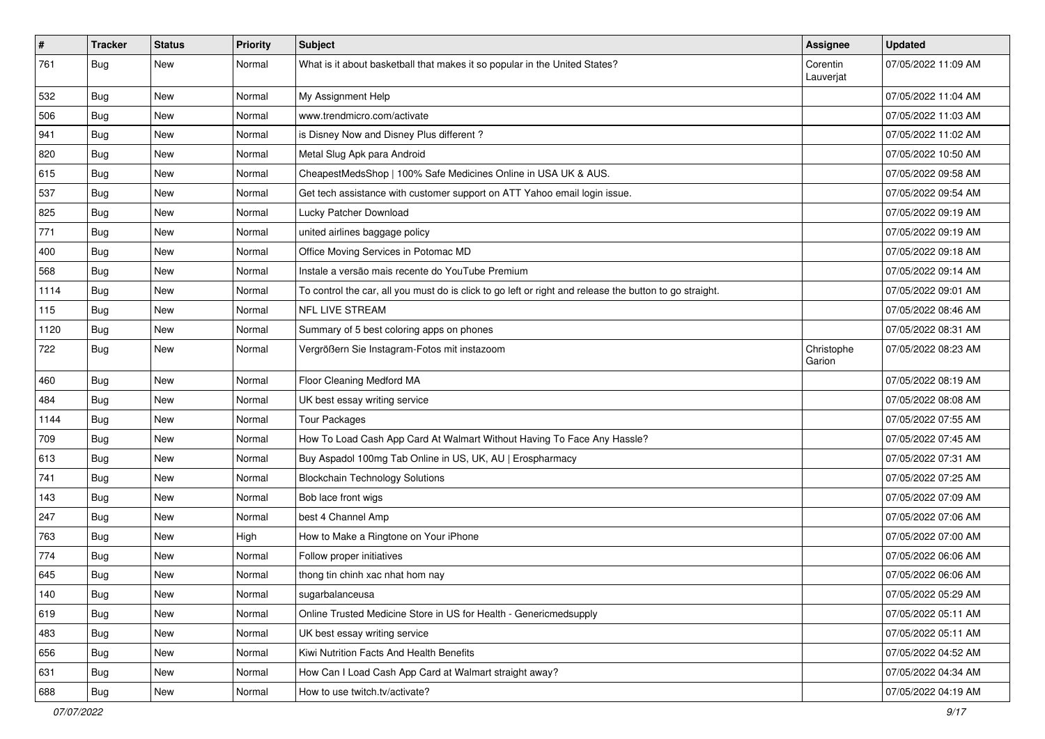| # | Tracker | Status | Priority | Subject | Assignee | Updated |
|---|---|---|---|---|---|---|
| 761 | Bug | New | Normal | What is it about basketball that makes it so popular in the United States? | Corentin Lauverjat | 07/05/2022 11:09 AM |
| 532 | Bug | New | Normal | My Assignment Help | | 07/05/2022 11:04 AM |
| 506 | Bug | New | Normal | www.trendmicro.com/activate | | 07/05/2022 11:03 AM |
| 941 | Bug | New | Normal | is Disney Now and Disney Plus different ? | | 07/05/2022 11:02 AM |
| 820 | Bug | New | Normal | Metal Slug Apk para Android | | 07/05/2022 10:50 AM |
| 615 | Bug | New | Normal | CheapestMedsShop \| 100% Safe Medicines Online in USA UK & AUS. | | 07/05/2022 09:58 AM |
| 537 | Bug | New | Normal | Get tech assistance with customer support on ATT Yahoo email login issue. | | 07/05/2022 09:54 AM |
| 825 | Bug | New | Normal | Lucky Patcher Download | | 07/05/2022 09:19 AM |
| 771 | Bug | New | Normal | united airlines baggage policy | | 07/05/2022 09:19 AM |
| 400 | Bug | New | Normal | Office Moving Services in Potomac MD | | 07/05/2022 09:18 AM |
| 568 | Bug | New | Normal | Instale a versão mais recente do YouTube Premium | | 07/05/2022 09:14 AM |
| 1114 | Bug | New | Normal | To control the car, all you must do is click to go left or right and release the button to go straight. | | 07/05/2022 09:01 AM |
| 115 | Bug | New | Normal | NFL LIVE STREAM | | 07/05/2022 08:46 AM |
| 1120 | Bug | New | Normal | Summary of 5 best coloring apps on phones | | 07/05/2022 08:31 AM |
| 722 | Bug | New | Normal | Vergrößern Sie Instagram-Fotos mit instazoom | Christophe Garion | 07/05/2022 08:23 AM |
| 460 | Bug | New | Normal | Floor Cleaning Medford MA | | 07/05/2022 08:19 AM |
| 484 | Bug | New | Normal | UK best essay writing service | | 07/05/2022 08:08 AM |
| 1144 | Bug | New | Normal | Tour Packages | | 07/05/2022 07:55 AM |
| 709 | Bug | New | Normal | How To Load Cash App Card At Walmart Without Having To Face Any Hassle? | | 07/05/2022 07:45 AM |
| 613 | Bug | New | Normal | Buy Aspadol 100mg Tab Online in US, UK, AU \| Erospharmacy | | 07/05/2022 07:31 AM |
| 741 | Bug | New | Normal | Blockchain Technology Solutions | | 07/05/2022 07:25 AM |
| 143 | Bug | New | Normal | Bob lace front wigs | | 07/05/2022 07:09 AM |
| 247 | Bug | New | Normal | best 4 Channel Amp | | 07/05/2022 07:06 AM |
| 763 | Bug | New | High | How to Make a Ringtone on Your iPhone | | 07/05/2022 07:00 AM |
| 774 | Bug | New | Normal | Follow proper initiatives | | 07/05/2022 06:06 AM |
| 645 | Bug | New | Normal | thong tin chinh xac nhat hom nay | | 07/05/2022 06:06 AM |
| 140 | Bug | New | Normal | sugarbalanceusa | | 07/05/2022 05:29 AM |
| 619 | Bug | New | Normal | Online Trusted Medicine Store in US for Health - Genericmedsupply | | 07/05/2022 05:11 AM |
| 483 | Bug | New | Normal | UK best essay writing service | | 07/05/2022 05:11 AM |
| 656 | Bug | New | Normal | Kiwi Nutrition Facts And Health Benefits | | 07/05/2022 04:52 AM |
| 631 | Bug | New | Normal | How Can I Load Cash App Card at Walmart straight away? | | 07/05/2022 04:34 AM |
| 688 | Bug | New | Normal | How to use twitch.tv/activate? | | 07/05/2022 04:19 AM |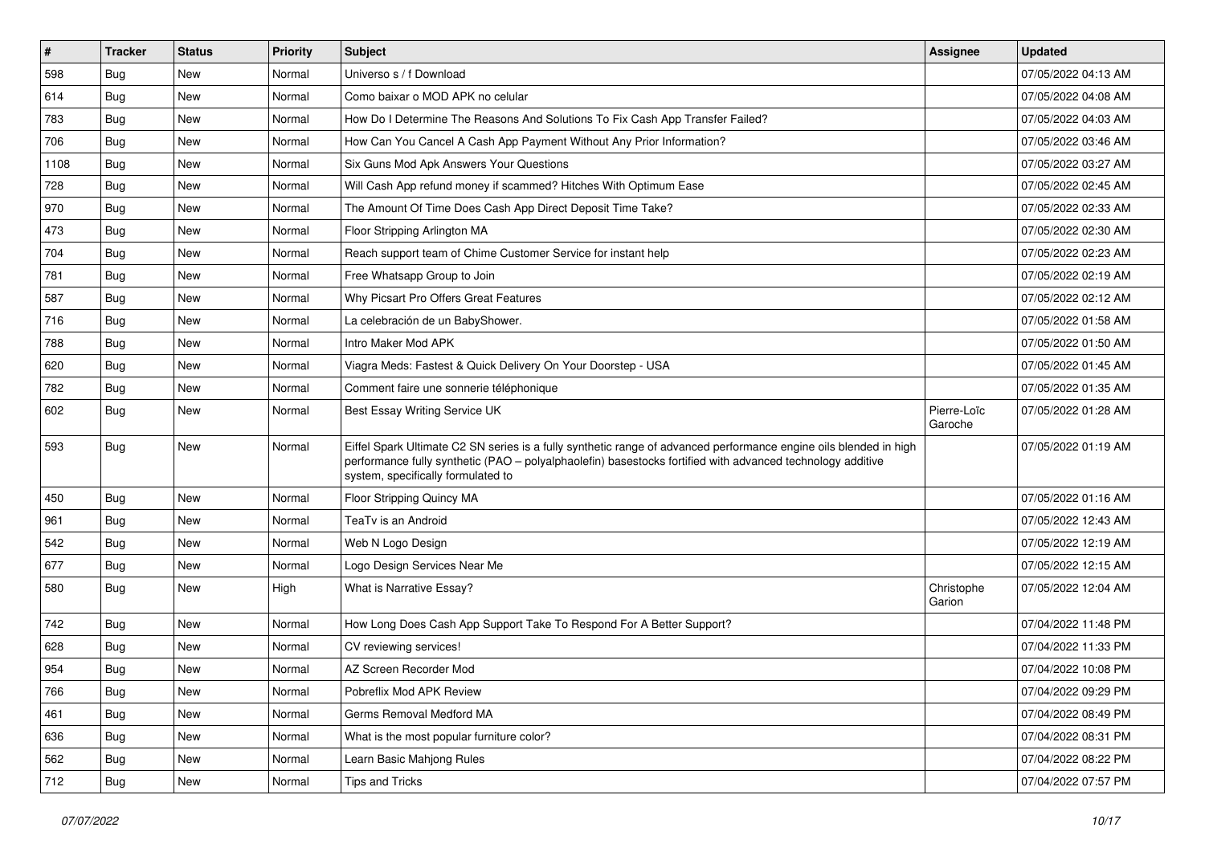| # | Tracker | Status | Priority | Subject | Assignee | Updated |
|---|---|---|---|---|---|---|
| 598 | Bug | New | Normal | Universo s / f Download | | 07/05/2022 04:13 AM |
| 614 | Bug | New | Normal | Como baixar o MOD APK no celular | | 07/05/2022 04:08 AM |
| 783 | Bug | New | Normal | How Do I Determine The Reasons And Solutions To Fix Cash App Transfer Failed? | | 07/05/2022 04:03 AM |
| 706 | Bug | New | Normal | How Can You Cancel A Cash App Payment Without Any Prior Information? | | 07/05/2022 03:46 AM |
| 1108 | Bug | New | Normal | Six Guns Mod Apk Answers Your Questions | | 07/05/2022 03:27 AM |
| 728 | Bug | New | Normal | Will Cash App refund money if scammed? Hitches With Optimum Ease | | 07/05/2022 02:45 AM |
| 970 | Bug | New | Normal | The Amount Of Time Does Cash App Direct Deposit Time Take? | | 07/05/2022 02:33 AM |
| 473 | Bug | New | Normal | Floor Stripping Arlington MA | | 07/05/2022 02:30 AM |
| 704 | Bug | New | Normal | Reach support team of Chime Customer Service for instant help | | 07/05/2022 02:23 AM |
| 781 | Bug | New | Normal | Free Whatsapp Group to Join | | 07/05/2022 02:19 AM |
| 587 | Bug | New | Normal | Why Picsart Pro Offers Great Features | | 07/05/2022 02:12 AM |
| 716 | Bug | New | Normal | La celebración de un BabyShower. | | 07/05/2022 01:58 AM |
| 788 | Bug | New | Normal | Intro Maker Mod APK | | 07/05/2022 01:50 AM |
| 620 | Bug | New | Normal | Viagra Meds: Fastest & Quick Delivery On Your Doorstep - USA | | 07/05/2022 01:45 AM |
| 782 | Bug | New | Normal | Comment faire une sonnerie téléphonique | | 07/05/2022 01:35 AM |
| 602 | Bug | New | Normal | Best Essay Writing Service UK | Pierre-Loïc Garoche | 07/05/2022 01:28 AM |
| 593 | Bug | New | Normal | Eiffel Spark Ultimate C2 SN series is a fully synthetic range of advanced performance engine oils blended in high performance fully synthetic (PAO – polyalphaolefin) basestocks fortified with advanced technology additive system, specifically formulated to | | 07/05/2022 01:19 AM |
| 450 | Bug | New | Normal | Floor Stripping Quincy MA | | 07/05/2022 01:16 AM |
| 961 | Bug | New | Normal | TeaTv is an Android | | 07/05/2022 12:43 AM |
| 542 | Bug | New | Normal | Web N Logo Design | | 07/05/2022 12:19 AM |
| 677 | Bug | New | Normal | Logo Design Services Near Me | | 07/05/2022 12:15 AM |
| 580 | Bug | New | High | What is Narrative Essay? | Christophe Garion | 07/05/2022 12:04 AM |
| 742 | Bug | New | Normal | How Long Does Cash App Support Take To Respond For A Better Support? | | 07/04/2022 11:48 PM |
| 628 | Bug | New | Normal | CV reviewing services! | | 07/04/2022 11:33 PM |
| 954 | Bug | New | Normal | AZ Screen Recorder Mod | | 07/04/2022 10:08 PM |
| 766 | Bug | New | Normal | Pobreflix Mod APK Review | | 07/04/2022 09:29 PM |
| 461 | Bug | New | Normal | Germs Removal Medford MA | | 07/04/2022 08:49 PM |
| 636 | Bug | New | Normal | What is the most popular furniture color? | | 07/04/2022 08:31 PM |
| 562 | Bug | New | Normal | Learn Basic Mahjong Rules | | 07/04/2022 08:22 PM |
| 712 | Bug | New | Normal | Tips and Tricks | | 07/04/2022 07:57 PM |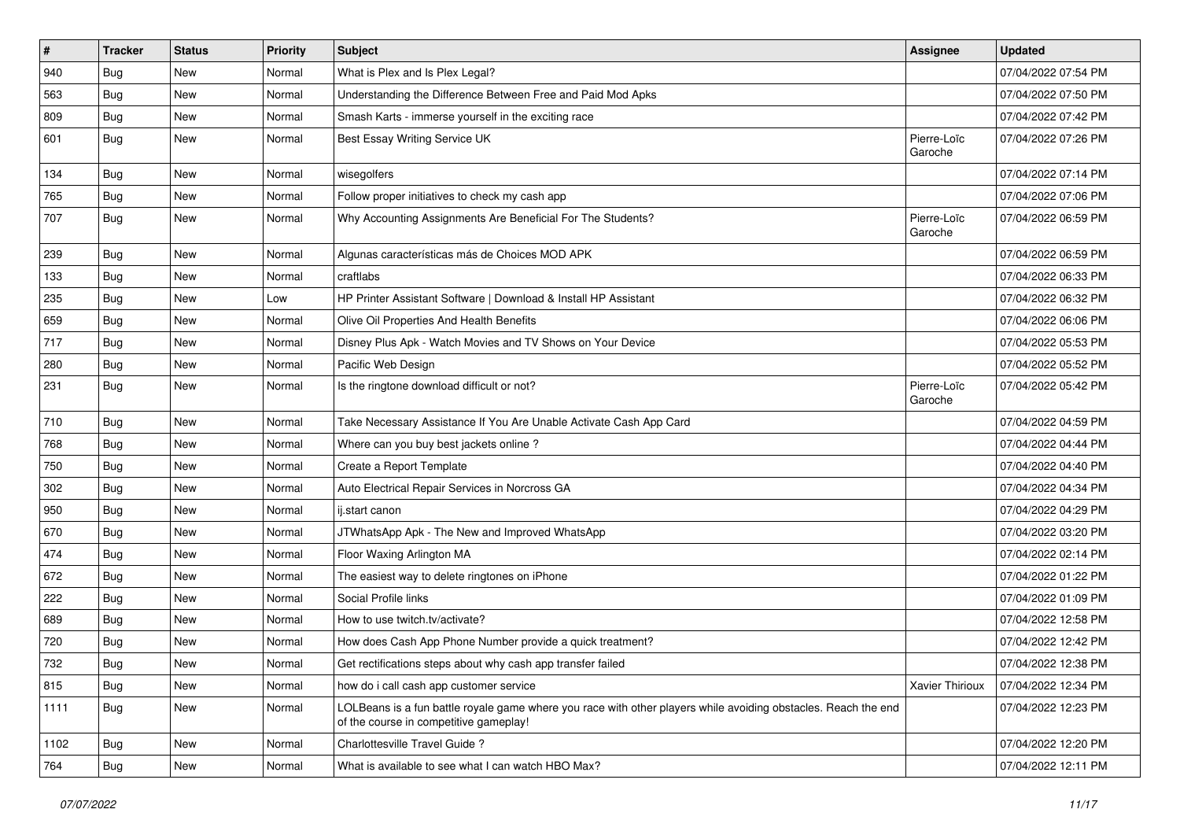| # | Tracker | Status | Priority | Subject | Assignee | Updated |
|---|---|---|---|---|---|---|
| 940 | Bug | New | Normal | What is Plex and Is Plex Legal? | | 07/04/2022 07:54 PM |
| 563 | Bug | New | Normal | Understanding the Difference Between Free and Paid Mod Apks | | 07/04/2022 07:50 PM |
| 809 | Bug | New | Normal | Smash Karts - immerse yourself in the exciting race | | 07/04/2022 07:42 PM |
| 601 | Bug | New | Normal | Best Essay Writing Service UK | Pierre-Loïc Garoche | 07/04/2022 07:26 PM |
| 134 | Bug | New | Normal | wisegolfers | | 07/04/2022 07:14 PM |
| 765 | Bug | New | Normal | Follow proper initiatives to check my cash app | | 07/04/2022 07:06 PM |
| 707 | Bug | New | Normal | Why Accounting Assignments Are Beneficial For The Students? | Pierre-Loïc Garoche | 07/04/2022 06:59 PM |
| 239 | Bug | New | Normal | Algunas características más de Choices MOD APK | | 07/04/2022 06:59 PM |
| 133 | Bug | New | Normal | craftlabs | | 07/04/2022 06:33 PM |
| 235 | Bug | New | Low | HP Printer Assistant Software \| Download & Install HP Assistant | | 07/04/2022 06:32 PM |
| 659 | Bug | New | Normal | Olive Oil Properties And Health Benefits | | 07/04/2022 06:06 PM |
| 717 | Bug | New | Normal | Disney Plus Apk - Watch Movies and TV Shows on Your Device | | 07/04/2022 05:53 PM |
| 280 | Bug | New | Normal | Pacific Web Design | | 07/04/2022 05:52 PM |
| 231 | Bug | New | Normal | Is the ringtone download difficult or not? | Pierre-Loïc Garoche | 07/04/2022 05:42 PM |
| 710 | Bug | New | Normal | Take Necessary Assistance If You Are Unable Activate Cash App Card | | 07/04/2022 04:59 PM |
| 768 | Bug | New | Normal | Where can you buy best jackets online ? | | 07/04/2022 04:44 PM |
| 750 | Bug | New | Normal | Create a Report Template | | 07/04/2022 04:40 PM |
| 302 | Bug | New | Normal | Auto Electrical Repair Services in Norcross GA | | 07/04/2022 04:34 PM |
| 950 | Bug | New | Normal | ij.start canon | | 07/04/2022 04:29 PM |
| 670 | Bug | New | Normal | JTWhatsApp Apk - The New and Improved WhatsApp | | 07/04/2022 03:20 PM |
| 474 | Bug | New | Normal | Floor Waxing Arlington MA | | 07/04/2022 02:14 PM |
| 672 | Bug | New | Normal | The easiest way to delete ringtones on iPhone | | 07/04/2022 01:22 PM |
| 222 | Bug | New | Normal | Social Profile links | | 07/04/2022 01:09 PM |
| 689 | Bug | New | Normal | How to use twitch.tv/activate? | | 07/04/2022 12:58 PM |
| 720 | Bug | New | Normal | How does Cash App Phone Number provide a quick treatment? | | 07/04/2022 12:42 PM |
| 732 | Bug | New | Normal | Get rectifications steps about why cash app transfer failed | | 07/04/2022 12:38 PM |
| 815 | Bug | New | Normal | how do i call cash app customer service | Xavier Thirioux | 07/04/2022 12:34 PM |
| 1111 | Bug | New | Normal | LOLBeans is a fun battle royale game where you race with other players while avoiding obstacles. Reach the end of the course in competitive gameplay! | | 07/04/2022 12:23 PM |
| 1102 | Bug | New | Normal | Charlottesville Travel Guide ? | | 07/04/2022 12:20 PM |
| 764 | Bug | New | Normal | What is available to see what I can watch HBO Max? | | 07/04/2022 12:11 PM |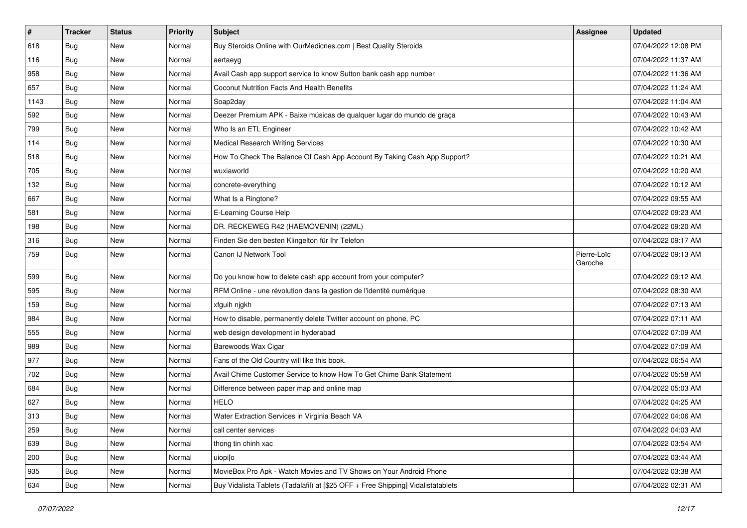| # | Tracker | Status | Priority | Subject | Assignee | Updated |
|---|---|---|---|---|---|---|
| 618 | Bug | New | Normal | Buy Steroids Online with OurMedicnes.com \| Best Quality Steroids | | 07/04/2022 12:08 PM |
| 116 | Bug | New | Normal | aertaeyg | | 07/04/2022 11:37 AM |
| 958 | Bug | New | Normal | Avail Cash app support service to know Sutton bank cash app number | | 07/04/2022 11:36 AM |
| 657 | Bug | New | Normal | Coconut Nutrition Facts And Health Benefits | | 07/04/2022 11:24 AM |
| 1143 | Bug | New | Normal | Soap2day | | 07/04/2022 11:04 AM |
| 592 | Bug | New | Normal | Deezer Premium APK - Baixe músicas de qualquer lugar do mundo de graça | | 07/04/2022 10:43 AM |
| 799 | Bug | New | Normal | Who Is an ETL Engineer | | 07/04/2022 10:42 AM |
| 114 | Bug | New | Normal | Medical Research Writing Services | | 07/04/2022 10:30 AM |
| 518 | Bug | New | Normal | How To Check The Balance Of Cash App Account By Taking Cash App Support? | | 07/04/2022 10:21 AM |
| 705 | Bug | New | Normal | wuxiaworld | | 07/04/2022 10:20 AM |
| 132 | Bug | New | Normal | concrete-everything | | 07/04/2022 10:12 AM |
| 667 | Bug | New | Normal | What Is a Ringtone? | | 07/04/2022 09:55 AM |
| 581 | Bug | New | Normal | E-Learning Course Help | | 07/04/2022 09:23 AM |
| 198 | Bug | New | Normal | DR. RECKEWEG R42 (HAEMOVENIN) (22ML) | | 07/04/2022 09:20 AM |
| 316 | Bug | New | Normal | Finden Sie den besten Klingelton für Ihr Telefon | | 07/04/2022 09:17 AM |
| 759 | Bug | New | Normal | Canon IJ Network Tool | Pierre-Loïc Garoche | 07/04/2022 09:13 AM |
| 599 | Bug | New | Normal | Do you know how to delete cash app account from your computer? | | 07/04/2022 09:12 AM |
| 595 | Bug | New | Normal | RFM Online - une révolution dans la gestion de l'identité numérique | | 07/04/2022 08:30 AM |
| 159 | Bug | New | Normal | xfguih njgkh | | 07/04/2022 07:13 AM |
| 984 | Bug | New | Normal | How to disable, permanently delete Twitter account on phone, PC | | 07/04/2022 07:11 AM |
| 555 | Bug | New | Normal | web design development in hyderabad | | 07/04/2022 07:09 AM |
| 989 | Bug | New | Normal | Barewoods Wax Cigar | | 07/04/2022 07:09 AM |
| 977 | Bug | New | Normal | Fans of the Old Country will like this book. | | 07/04/2022 06:54 AM |
| 702 | Bug | New | Normal | Avail Chime Customer Service to know How To Get Chime Bank Statement | | 07/04/2022 05:58 AM |
| 684 | Bug | New | Normal | Difference between paper map and online map | | 07/04/2022 05:03 AM |
| 627 | Bug | New | Normal | HELO | | 07/04/2022 04:25 AM |
| 313 | Bug | New | Normal | Water Extraction Services in Virginia Beach VA | | 07/04/2022 04:06 AM |
| 259 | Bug | New | Normal | call center services | | 07/04/2022 04:03 AM |
| 639 | Bug | New | Normal | thong tin chinh xac | | 07/04/2022 03:54 AM |
| 200 | Bug | New | Normal | uiopi[o | | 07/04/2022 03:44 AM |
| 935 | Bug | New | Normal | MovieBox Pro Apk - Watch Movies and TV Shows on Your Android Phone | | 07/04/2022 03:38 AM |
| 634 | Bug | New | Normal | Buy Vidalista Tablets (Tadalafil) at [$25 OFF + Free Shipping] Vidalistatablets | | 07/04/2022 02:31 AM |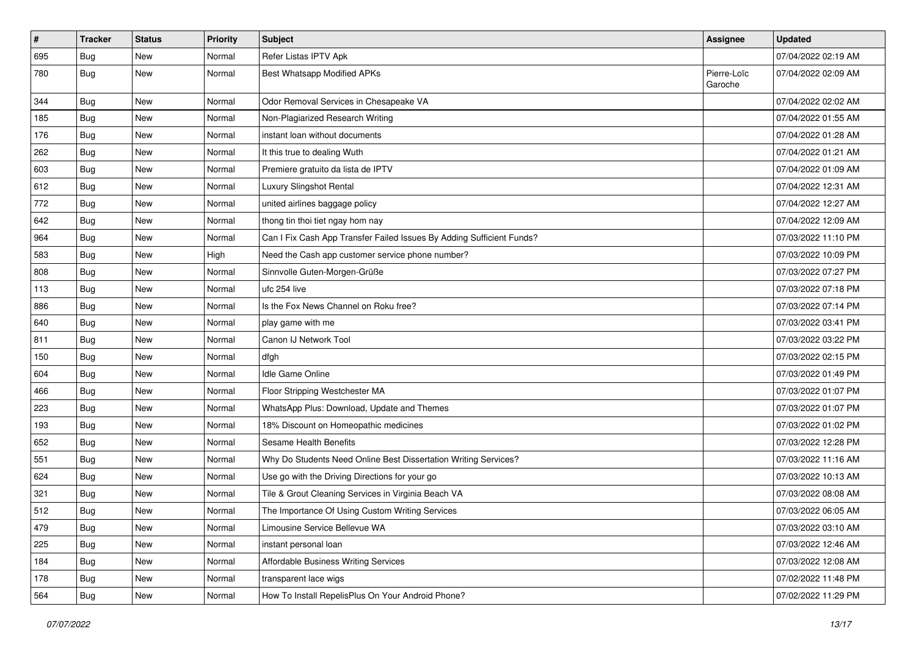| # | Tracker | Status | Priority | Subject | Assignee | Updated |
|---|---|---|---|---|---|---|
| 695 | Bug | New | Normal | Refer Listas IPTV Apk | | 07/04/2022 02:19 AM |
| 780 | Bug | New | Normal | Best Whatsapp Modified APKs | Pierre-Loïc Garoche | 07/04/2022 02:09 AM |
| 344 | Bug | New | Normal | Odor Removal Services in Chesapeake VA | | 07/04/2022 02:02 AM |
| 185 | Bug | New | Normal | Non-Plagiarized Research Writing | | 07/04/2022 01:55 AM |
| 176 | Bug | New | Normal | instant loan without documents | | 07/04/2022 01:28 AM |
| 262 | Bug | New | Normal | It this true to dealing Wuth | | 07/04/2022 01:21 AM |
| 603 | Bug | New | Normal | Premiere gratuito da lista de IPTV | | 07/04/2022 01:09 AM |
| 612 | Bug | New | Normal | Luxury Slingshot Rental | | 07/04/2022 12:31 AM |
| 772 | Bug | New | Normal | united airlines baggage policy | | 07/04/2022 12:27 AM |
| 642 | Bug | New | Normal | thong tin thoi tiet ngay hom nay | | 07/04/2022 12:09 AM |
| 964 | Bug | New | Normal | Can I Fix Cash App Transfer Failed Issues By Adding Sufficient Funds? | | 07/03/2022 11:10 PM |
| 583 | Bug | New | High | Need the Cash app customer service phone number? | | 07/03/2022 10:09 PM |
| 808 | Bug | New | Normal | Sinnvolle Guten-Morgen-Grüße | | 07/03/2022 07:27 PM |
| 113 | Bug | New | Normal | ufc 254 live | | 07/03/2022 07:18 PM |
| 886 | Bug | New | Normal | Is the Fox News Channel on Roku free? | | 07/03/2022 07:14 PM |
| 640 | Bug | New | Normal | play game with me | | 07/03/2022 03:41 PM |
| 811 | Bug | New | Normal | Canon IJ Network Tool | | 07/03/2022 03:22 PM |
| 150 | Bug | New | Normal | dfgh | | 07/03/2022 02:15 PM |
| 604 | Bug | New | Normal | Idle Game Online | | 07/03/2022 01:49 PM |
| 466 | Bug | New | Normal | Floor Stripping Westchester MA | | 07/03/2022 01:07 PM |
| 223 | Bug | New | Normal | WhatsApp Plus: Download, Update and Themes | | 07/03/2022 01:07 PM |
| 193 | Bug | New | Normal | 18% Discount on Homeopathic medicines | | 07/03/2022 01:02 PM |
| 652 | Bug | New | Normal | Sesame Health Benefits | | 07/03/2022 12:28 PM |
| 551 | Bug | New | Normal | Why Do Students Need Online Best Dissertation Writing Services? | | 07/03/2022 11:16 AM |
| 624 | Bug | New | Normal | Use go with the Driving Directions for your go | | 07/03/2022 10:13 AM |
| 321 | Bug | New | Normal | Tile & Grout Cleaning Services in Virginia Beach VA | | 07/03/2022 08:08 AM |
| 512 | Bug | New | Normal | The Importance Of Using Custom Writing Services | | 07/03/2022 06:05 AM |
| 479 | Bug | New | Normal | Limousine Service Bellevue WA | | 07/03/2022 03:10 AM |
| 225 | Bug | New | Normal | instant personal loan | | 07/03/2022 12:46 AM |
| 184 | Bug | New | Normal | Affordable Business Writing Services | | 07/03/2022 12:08 AM |
| 178 | Bug | New | Normal | transparent lace wigs | | 07/02/2022 11:48 PM |
| 564 | Bug | New | Normal | How To Install RepelisPlus On Your Android Phone? | | 07/02/2022 11:29 PM |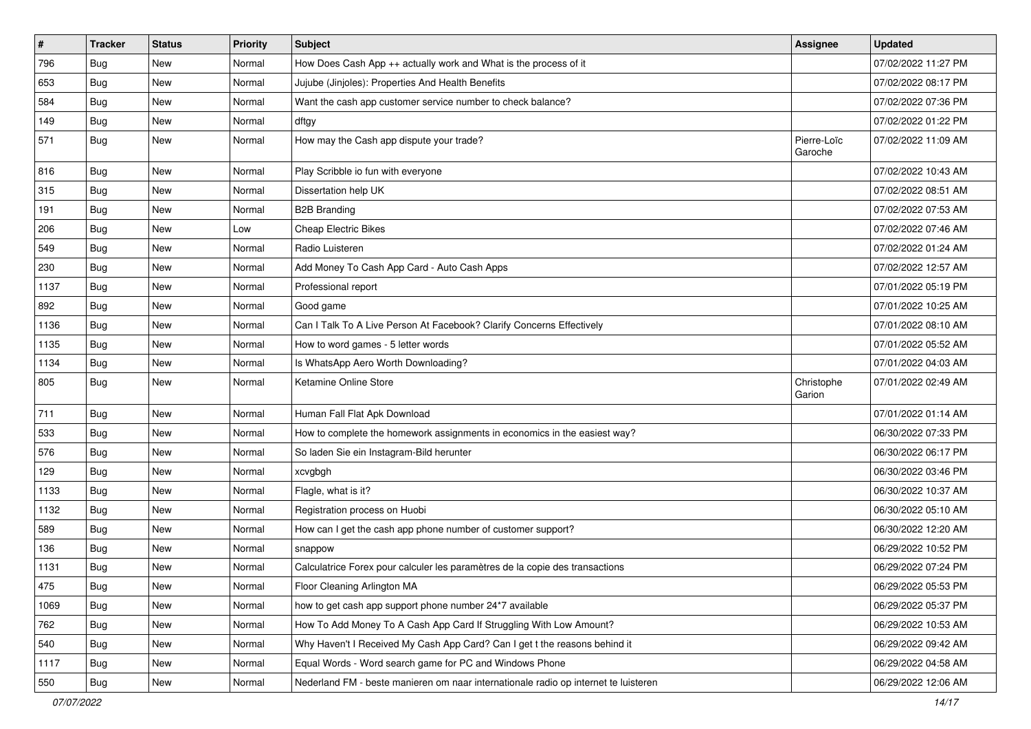| # | Tracker | Status | Priority | Subject | Assignee | Updated |
| --- | --- | --- | --- | --- | --- | --- |
| 796 | Bug | New | Normal | How Does Cash App ++ actually work and What is the process of it | | 07/02/2022 11:27 PM |
| 653 | Bug | New | Normal | Jujube (Jinjoles): Properties And Health Benefits | | 07/02/2022 08:17 PM |
| 584 | Bug | New | Normal | Want the cash app customer service number to check balance? | | 07/02/2022 07:36 PM |
| 149 | Bug | New | Normal | dftgy | | 07/02/2022 01:22 PM |
| 571 | Bug | New | Normal | How may the Cash app dispute your trade? | Pierre-Loïc Garoche | 07/02/2022 11:09 AM |
| 816 | Bug | New | Normal | Play Scribble io fun with everyone | | 07/02/2022 10:43 AM |
| 315 | Bug | New | Normal | Dissertation help UK | | 07/02/2022 08:51 AM |
| 191 | Bug | New | Normal | B2B Branding | | 07/02/2022 07:53 AM |
| 206 | Bug | New | Low | Cheap Electric Bikes | | 07/02/2022 07:46 AM |
| 549 | Bug | New | Normal | Radio Luisteren | | 07/02/2022 01:24 AM |
| 230 | Bug | New | Normal | Add Money To Cash App Card - Auto Cash Apps | | 07/02/2022 12:57 AM |
| 1137 | Bug | New | Normal | Professional report | | 07/01/2022 05:19 PM |
| 892 | Bug | New | Normal | Good game | | 07/01/2022 10:25 AM |
| 1136 | Bug | New | Normal | Can I Talk To A Live Person At Facebook? Clarify Concerns Effectively | | 07/01/2022 08:10 AM |
| 1135 | Bug | New | Normal | How to word games - 5 letter words | | 07/01/2022 05:52 AM |
| 1134 | Bug | New | Normal | Is WhatsApp Aero Worth Downloading? | | 07/01/2022 04:03 AM |
| 805 | Bug | New | Normal | Ketamine Online Store | Christophe Garion | 07/01/2022 02:49 AM |
| 711 | Bug | New | Normal | Human Fall Flat Apk Download | | 07/01/2022 01:14 AM |
| 533 | Bug | New | Normal | How to complete the homework assignments in economics in the easiest way? | | 06/30/2022 07:33 PM |
| 576 | Bug | New | Normal | So laden Sie ein Instagram-Bild herunter | | 06/30/2022 06:17 PM |
| 129 | Bug | New | Normal | xcvgbgh | | 06/30/2022 03:46 PM |
| 1133 | Bug | New | Normal | Flagle, what is it? | | 06/30/2022 10:37 AM |
| 1132 | Bug | New | Normal | Registration process on Huobi | | 06/30/2022 05:10 AM |
| 589 | Bug | New | Normal | How can I get the cash app phone number of customer support? | | 06/30/2022 12:20 AM |
| 136 | Bug | New | Normal | snappow | | 06/29/2022 10:52 PM |
| 1131 | Bug | New | Normal | Calculatrice Forex pour calculer les paramètres de la copie des transactions | | 06/29/2022 07:24 PM |
| 475 | Bug | New | Normal | Floor Cleaning Arlington MA | | 06/29/2022 05:53 PM |
| 1069 | Bug | New | Normal | how to get cash app support phone number 24*7 available | | 06/29/2022 05:37 PM |
| 762 | Bug | New | Normal | How To Add Money To A Cash App Card If Struggling With Low Amount? | | 06/29/2022 10:53 AM |
| 540 | Bug | New | Normal | Why Haven't I Received My Cash App Card? Can I get t the reasons behind it | | 06/29/2022 09:42 AM |
| 1117 | Bug | New | Normal | Equal Words - Word search game for PC and Windows Phone | | 06/29/2022 04:58 AM |
| 550 | Bug | New | Normal | Nederland FM - beste manieren om naar internationale radio op internet te luisteren | | 06/29/2022 12:06 AM |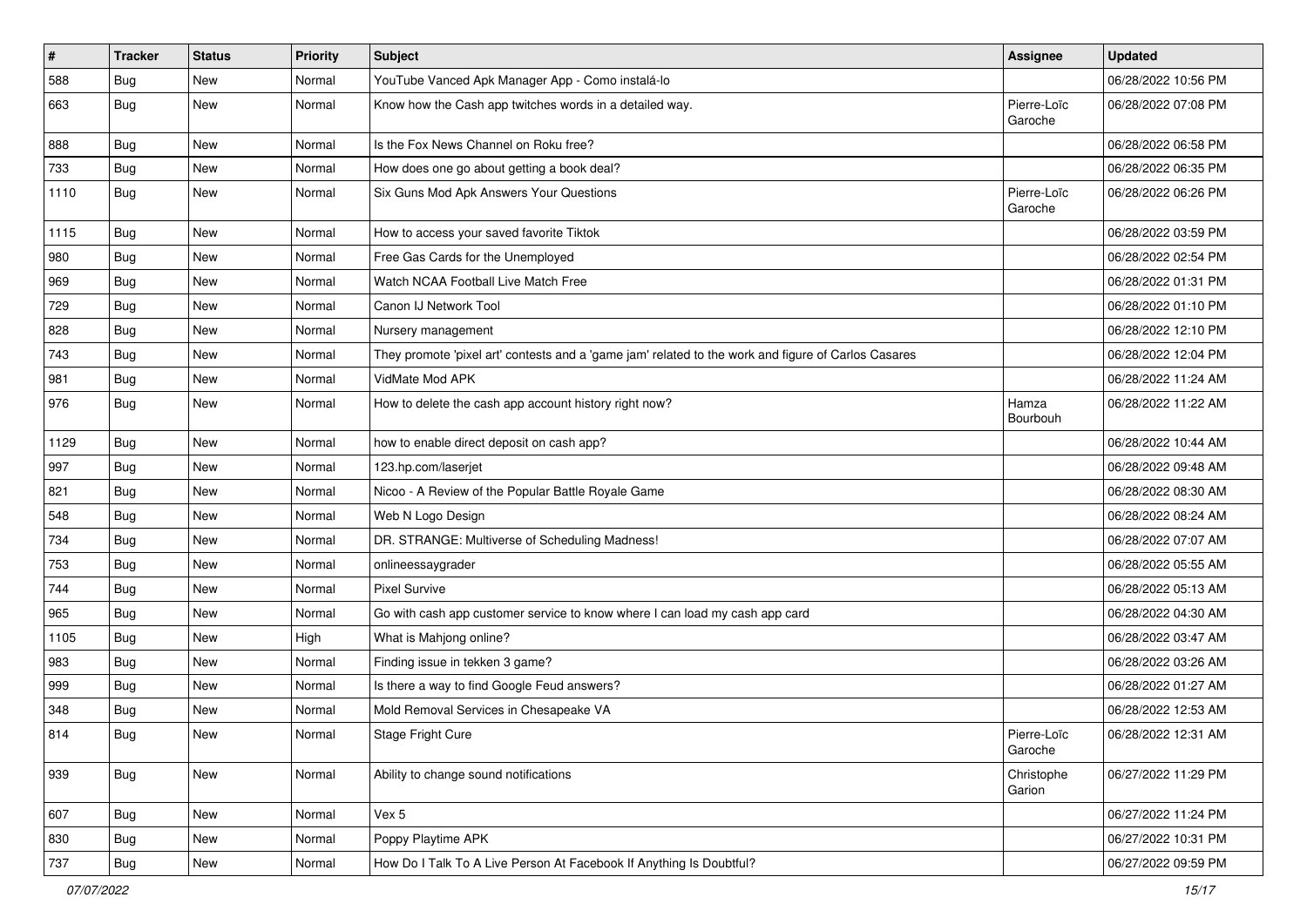| # | Tracker | Status | Priority | Subject | Assignee | Updated |
|---|---|---|---|---|---|---|
| 588 | Bug | New | Normal | YouTube Vanced Apk Manager App - Como instalá-lo | | 06/28/2022 10:56 PM |
| 663 | Bug | New | Normal | Know how the Cash app twitches words in a detailed way. | Pierre-Loïc Garoche | 06/28/2022 07:08 PM |
| 888 | Bug | New | Normal | Is the Fox News Channel on Roku free? | | 06/28/2022 06:58 PM |
| 733 | Bug | New | Normal | How does one go about getting a book deal? | | 06/28/2022 06:35 PM |
| 1110 | Bug | New | Normal | Six Guns Mod Apk Answers Your Questions | Pierre-Loïc Garoche | 06/28/2022 06:26 PM |
| 1115 | Bug | New | Normal | How to access your saved favorite Tiktok | | 06/28/2022 03:59 PM |
| 980 | Bug | New | Normal | Free Gas Cards for the Unemployed | | 06/28/2022 02:54 PM |
| 969 | Bug | New | Normal | Watch NCAA Football Live Match Free | | 06/28/2022 01:31 PM |
| 729 | Bug | New | Normal | Canon IJ Network Tool | | 06/28/2022 01:10 PM |
| 828 | Bug | New | Normal | Nursery management | | 06/28/2022 12:10 PM |
| 743 | Bug | New | Normal | They promote 'pixel art' contests and a 'game jam' related to the work and figure of Carlos Casares | | 06/28/2022 12:04 PM |
| 981 | Bug | New | Normal | VidMate Mod APK | | 06/28/2022 11:24 AM |
| 976 | Bug | New | Normal | How to delete the cash app account history right now? | Hamza Bourbouh | 06/28/2022 11:22 AM |
| 1129 | Bug | New | Normal | how to enable direct deposit on cash app? | | 06/28/2022 10:44 AM |
| 997 | Bug | New | Normal | 123.hp.com/laserjet | | 06/28/2022 09:48 AM |
| 821 | Bug | New | Normal | Nicoo - A Review of the Popular Battle Royale Game | | 06/28/2022 08:30 AM |
| 548 | Bug | New | Normal | Web N Logo Design | | 06/28/2022 08:24 AM |
| 734 | Bug | New | Normal | DR. STRANGE: Multiverse of Scheduling Madness! | | 06/28/2022 07:07 AM |
| 753 | Bug | New | Normal | onlineessaygrader | | 06/28/2022 05:55 AM |
| 744 | Bug | New | Normal | Pixel Survive | | 06/28/2022 05:13 AM |
| 965 | Bug | New | Normal | Go with cash app customer service to know where I can load my cash app card | | 06/28/2022 04:30 AM |
| 1105 | Bug | New | High | What is Mahjong online? | | 06/28/2022 03:47 AM |
| 983 | Bug | New | Normal | Finding issue in tekken 3 game? | | 06/28/2022 03:26 AM |
| 999 | Bug | New | Normal | Is there a way to find Google Feud answers? | | 06/28/2022 01:27 AM |
| 348 | Bug | New | Normal | Mold Removal Services in Chesapeake VA | | 06/28/2022 12:53 AM |
| 814 | Bug | New | Normal | Stage Fright Cure | Pierre-Loïc Garoche | 06/28/2022 12:31 AM |
| 939 | Bug | New | Normal | Ability to change sound notifications | Christophe Garion | 06/27/2022 11:29 PM |
| 607 | Bug | New | Normal | Vex 5 | | 06/27/2022 11:24 PM |
| 830 | Bug | New | Normal | Poppy Playtime APK | | 06/27/2022 10:31 PM |
| 737 | Bug | New | Normal | How Do I Talk To A Live Person At Facebook If Anything Is Doubtful? | | 06/27/2022 09:59 PM |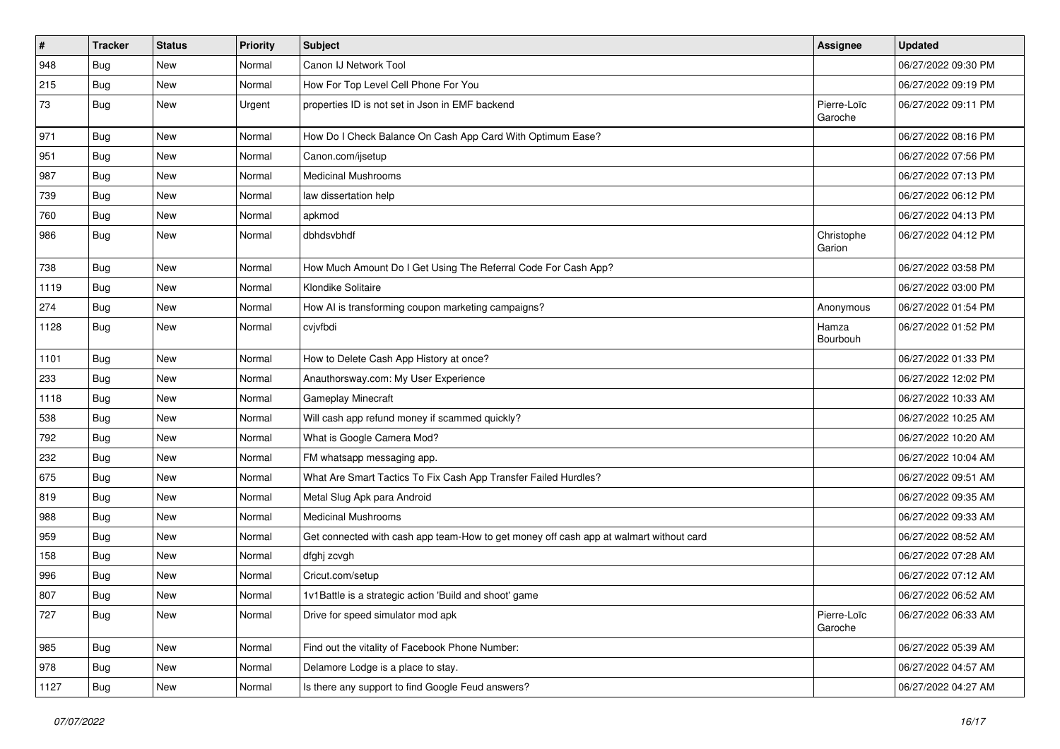| # | Tracker | Status | Priority | Subject | Assignee | Updated |
|---|---|---|---|---|---|---|
| 948 | Bug | New | Normal | Canon IJ Network Tool | | 06/27/2022 09:30 PM |
| 215 | Bug | New | Normal | How For Top Level Cell Phone For You | | 06/27/2022 09:19 PM |
| 73 | Bug | New | Urgent | properties ID is not set in Json in EMF backend | Pierre-Loïc Garoche | 06/27/2022 09:11 PM |
| 971 | Bug | New | Normal | How Do I Check Balance On Cash App Card With Optimum Ease? | | 06/27/2022 08:16 PM |
| 951 | Bug | New | Normal | Canon.com/ijsetup | | 06/27/2022 07:56 PM |
| 987 | Bug | New | Normal | Medicinal Mushrooms | | 06/27/2022 07:13 PM |
| 739 | Bug | New | Normal | law dissertation help | | 06/27/2022 06:12 PM |
| 760 | Bug | New | Normal | apkmod | | 06/27/2022 04:13 PM |
| 986 | Bug | New | Normal | dbhdsvbhdf | Christophe Garion | 06/27/2022 04:12 PM |
| 738 | Bug | New | Normal | How Much Amount Do I Get Using The Referral Code For Cash App? | | 06/27/2022 03:58 PM |
| 1119 | Bug | New | Normal | Klondike Solitaire | | 06/27/2022 03:00 PM |
| 274 | Bug | New | Normal | How AI is transforming coupon marketing campaigns? | Anonymous | 06/27/2022 01:54 PM |
| 1128 | Bug | New | Normal | cvjvfbdi | Hamza Bourbouh | 06/27/2022 01:52 PM |
| 1101 | Bug | New | Normal | How to Delete Cash App History at once? | | 06/27/2022 01:33 PM |
| 233 | Bug | New | Normal | Anauthorsway.com: My User Experience | | 06/27/2022 12:02 PM |
| 1118 | Bug | New | Normal | Gameplay Minecraft | | 06/27/2022 10:33 AM |
| 538 | Bug | New | Normal | Will cash app refund money if scammed quickly? | | 06/27/2022 10:25 AM |
| 792 | Bug | New | Normal | What is Google Camera Mod? | | 06/27/2022 10:20 AM |
| 232 | Bug | New | Normal | FM whatsapp messaging app. | | 06/27/2022 10:04 AM |
| 675 | Bug | New | Normal | What Are Smart Tactics To Fix Cash App Transfer Failed Hurdles? | | 06/27/2022 09:51 AM |
| 819 | Bug | New | Normal | Metal Slug Apk para Android | | 06/27/2022 09:35 AM |
| 988 | Bug | New | Normal | Medicinal Mushrooms | | 06/27/2022 09:33 AM |
| 959 | Bug | New | Normal | Get connected with cash app team-How to get money off cash app at walmart without card | | 06/27/2022 08:52 AM |
| 158 | Bug | New | Normal | dfghj zcvgh | | 06/27/2022 07:28 AM |
| 996 | Bug | New | Normal | Cricut.com/setup | | 06/27/2022 07:12 AM |
| 807 | Bug | New | Normal | 1v1Battle is a strategic action 'Build and shoot' game | | 06/27/2022 06:52 AM |
| 727 | Bug | New | Normal | Drive for speed simulator mod apk | Pierre-Loïc Garoche | 06/27/2022 06:33 AM |
| 985 | Bug | New | Normal | Find out the vitality of Facebook Phone Number: | | 06/27/2022 05:39 AM |
| 978 | Bug | New | Normal | Delamore Lodge is a place to stay. | | 06/27/2022 04:57 AM |
| 1127 | Bug | New | Normal | Is there any support to find Google Feud answers? | | 06/27/2022 04:27 AM |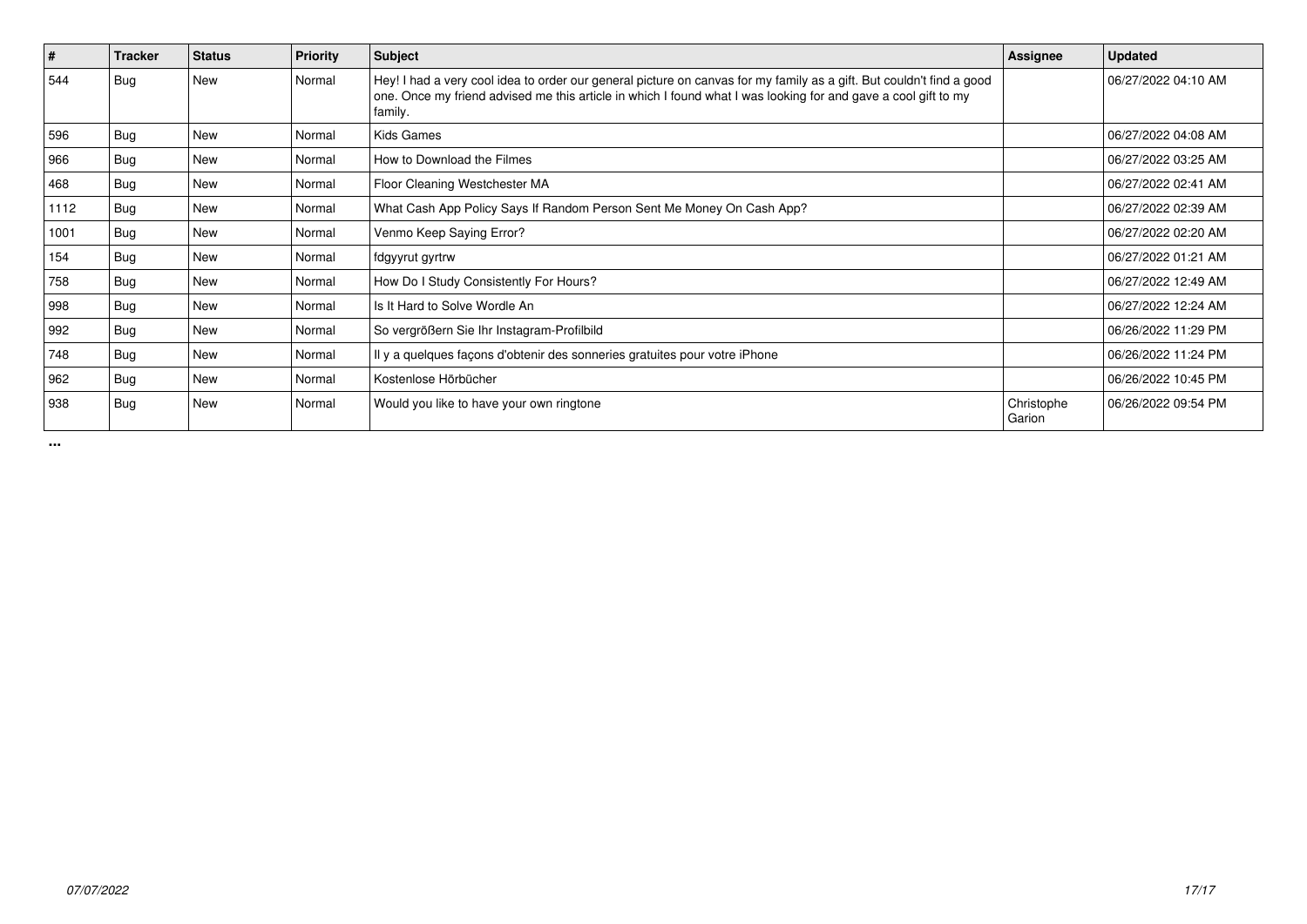| # | Tracker | Status | Priority | Subject | Assignee | Updated |
|---|---|---|---|---|---|---|
| 544 | Bug | New | Normal | Hey! I had a very cool idea to order our general picture on canvas for my family as a gift. But couldn't find a good one. Once my friend advised me this article in which I found what I was looking for and gave a cool gift to my family. | | 06/27/2022 04:10 AM |
| 596 | Bug | New | Normal | Kids Games | | 06/27/2022 04:08 AM |
| 966 | Bug | New | Normal | How to Download the Filmes | | 06/27/2022 03:25 AM |
| 468 | Bug | New | Normal | Floor Cleaning Westchester MA | | 06/27/2022 02:41 AM |
| 1112 | Bug | New | Normal | What Cash App Policy Says If Random Person Sent Me Money On Cash App? | | 06/27/2022 02:39 AM |
| 1001 | Bug | New | Normal | Venmo Keep Saying Error? | | 06/27/2022 02:20 AM |
| 154 | Bug | New | Normal | fdgyyrut gyrtrw | | 06/27/2022 01:21 AM |
| 758 | Bug | New | Normal | How Do I Study Consistently For Hours? | | 06/27/2022 12:49 AM |
| 998 | Bug | New | Normal | Is It Hard to Solve Wordle An | | 06/27/2022 12:24 AM |
| 992 | Bug | New | Normal | So vergrößern Sie Ihr Instagram-Profilbild | | 06/26/2022 11:29 PM |
| 748 | Bug | New | Normal | Il y a quelques façons d'obtenir des sonneries gratuites pour votre iPhone | | 06/26/2022 11:24 PM |
| 962 | Bug | New | Normal | Kostenlose Hörbücher | | 06/26/2022 10:45 PM |
| 938 | Bug | New | Normal | Would you like to have your own ringtone | Christophe Garion | 06/26/2022 09:54 PM |

...